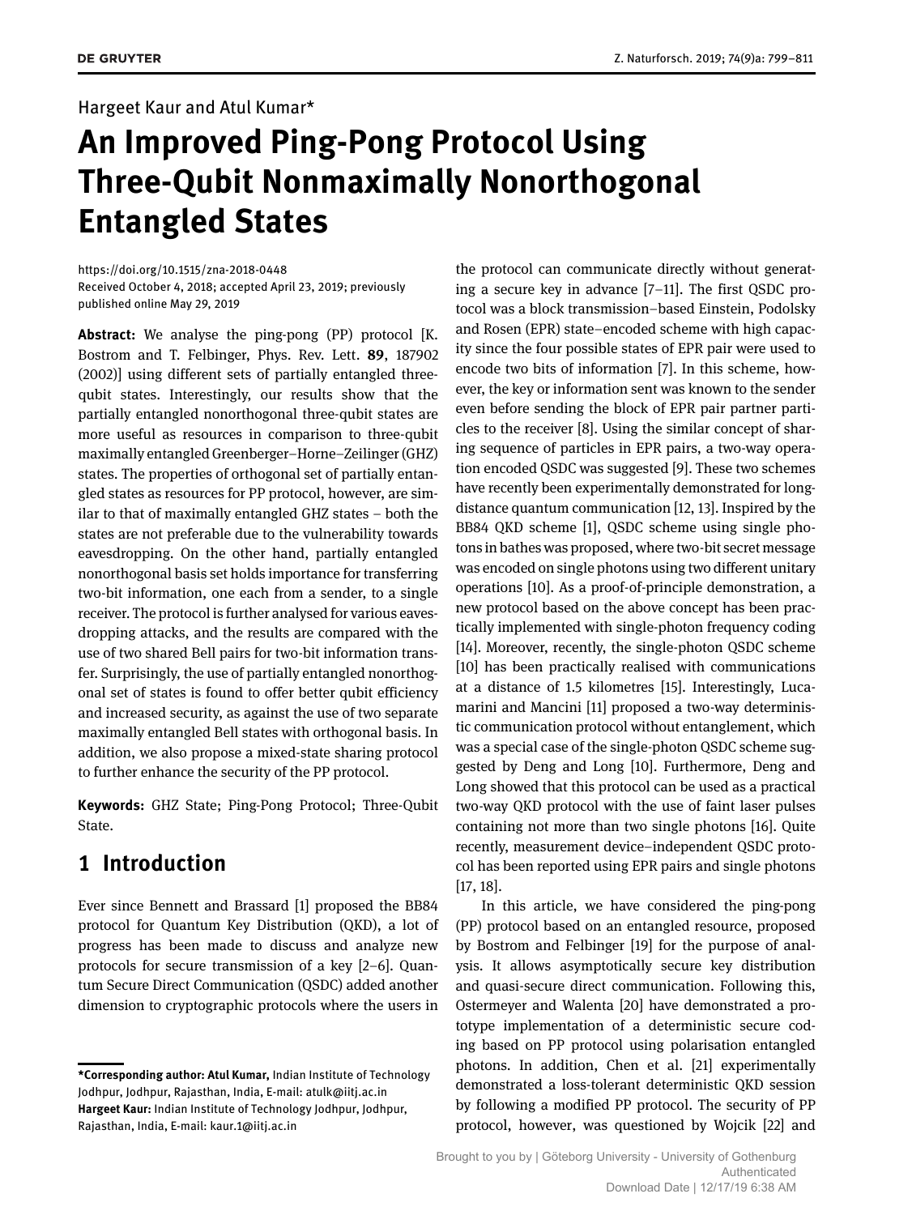Hargeet Kaur and Atul Kumar*

# An Improved Ping-Pong Protocol Using Three-Qubit Nonmaximally Nonorthogonal Entangled States

https://doi.org/10.1515/zna-2018-0448
Received October 4, 2018; accepted April 23, 2019; previously published online May 29, 2019

**Abstract:** We analyse the ping-pong (PP) protocol [K. Bostrom and T. Felbinger, Phys. Rev. Lett. **89**, 187902 (2002)] using different sets of partially entangled three-qubit states. Interestingly, our results show that the partially entangled nonorthogonal three-qubit states are more useful as resources in comparison to three-qubit maximally entangled Greenberger–Horne–Zeilinger (GHZ) states. The properties of orthogonal set of partially entangled states as resources for PP protocol, however, are similar to that of maximally entangled GHZ states – both the states are not preferable due to the vulnerability towards eavesdropping. On the other hand, partially entangled nonorthogonal basis set holds importance for transferring two-bit information, one each from a sender, to a single receiver. The protocol is further analysed for various eavesdropping attacks, and the results are compared with the use of two shared Bell pairs for two-bit information transfer. Surprisingly, the use of partially entangled nonorthogonal set of states is found to offer better qubit efficiency and increased security, as against the use of two separate maximally entangled Bell states with orthogonal basis. In addition, we also propose a mixed-state sharing protocol to further enhance the security of the PP protocol.

**Keywords:** GHZ State; Ping-Pong Protocol; Three-Qubit State.

## 1 Introduction

Ever since Bennett and Brassard [1] proposed the BB84 protocol for Quantum Key Distribution (QKD), a lot of progress has been made to discuss and analyze new protocols for secure transmission of a key [2–6]. Quantum Secure Direct Communication (QSDC) added another dimension to cryptographic protocols where the users in the protocol can communicate directly without generating a secure key in advance [7–11]. The first QSDC protocol was a block transmission–based Einstein, Podolsky and Rosen (EPR) state–encoded scheme with high capacity since the four possible states of EPR pair were used to encode two bits of information [7]. In this scheme, however, the key or information sent was known to the sender even before sending the block of EPR pair partner particles to the receiver [8]. Using the similar concept of sharing sequence of particles in EPR pairs, a two-way operation encoded QSDC was suggested [9]. These two schemes have recently been experimentally demonstrated for long-distance quantum communication [12, 13]. Inspired by the BB84 QKD scheme [1], QSDC scheme using single photons in bathes was proposed, where two-bit secret message was encoded on single photons using two different unitary operations [10]. As a proof-of-principle demonstration, a new protocol based on the above concept has been practically implemented with single-photon frequency coding [14]. Moreover, recently, the single-photon QSDC scheme [10] has been practically realised with communications at a distance of 1.5 kilometres [15]. Interestingly, Lucamarini and Mancini [11] proposed a two-way deterministic communication protocol without entanglement, which was a special case of the single-photon QSDC scheme suggested by Deng and Long [10]. Furthermore, Deng and Long showed that this protocol can be used as a practical two-way QKD protocol with the use of faint laser pulses containing not more than two single photons [16]. Quite recently, measurement device–independent QSDC protocol has been reported using EPR pairs and single photons [17, 18].

In this article, we have considered the ping-pong (PP) protocol based on an entangled resource, proposed by Bostrom and Felbinger [19] for the purpose of analysis. It allows asymptotically secure key distribution and quasi-secure direct communication. Following this, Ostermeyer and Walenta [20] have demonstrated a prototype implementation of a deterministic secure coding based on PP protocol using polarisation entangled photons. In addition, Chen et al. [21] experimentally demonstrated a loss-tolerant deterministic QKD session by following a modified PP protocol. The security of PP protocol, however, was questioned by Wojcik [22] and

***Corresponding author: Atul Kumar,** Indian Institute of Technology Jodhpur, Jodhpur, Rajasthan, India, E-mail: atulk@iitj.ac.in
**Hargeet Kaur:** Indian Institute of Technology Jodhpur, Jodhpur, Rajasthan, India, E-mail: kaur.1@iitj.ac.in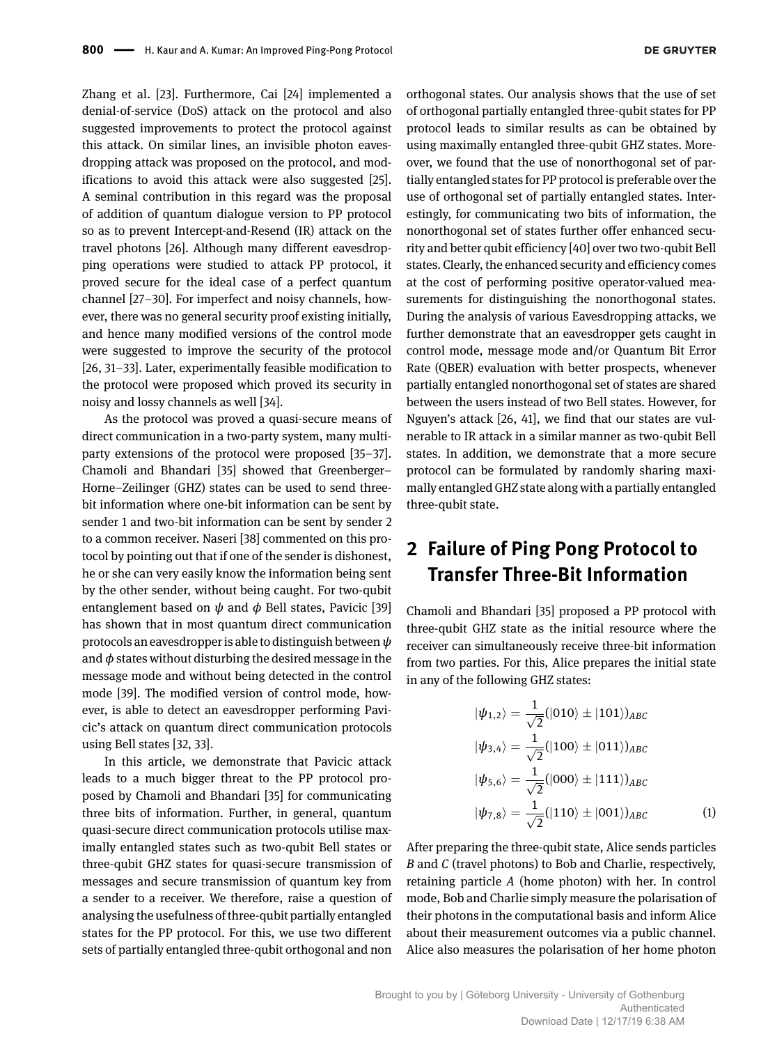Zhang et al. [23]. Furthermore, Cai [24] implemented a denial-of-service (DoS) attack on the protocol and also suggested improvements to protect the protocol against this attack. On similar lines, an invisible photon eavesdropping attack was proposed on the protocol, and modifications to avoid this attack were also suggested [25]. A seminal contribution in this regard was the proposal of addition of quantum dialogue version to PP protocol so as to prevent Intercept-and-Resend (IR) attack on the travel photons [26]. Although many different eavesdropping operations were studied to attack PP protocol, it proved secure for the ideal case of a perfect quantum channel [27–30]. For imperfect and noisy channels, however, there was no general security proof existing initially, and hence many modified versions of the control mode were suggested to improve the security of the protocol [26, 31–33]. Later, experimentally feasible modification to the protocol were proposed which proved its security in noisy and lossy channels as well [34].

As the protocol was proved a quasi-secure means of direct communication in a two-party system, many multiparty extensions of the protocol were proposed [35–37]. Chamoli and Bhandari [35] showed that Greenberger–Horne–Zeilinger (GHZ) states can be used to send three-bit information where one-bit information can be sent by sender 1 and two-bit information can be sent by sender 2 to a common receiver. Naseri [38] commented on this protocol by pointing out that if one of the sender is dishonest, he or she can very easily know the information being sent by the other sender, without being caught. For two-qubit entanglement based on $\psi$ and $\phi$ Bell states, Pavicic [39] has shown that in most quantum direct communication protocols an eavesdropper is able to distinguish between $\psi$ and $\phi$ states without disturbing the desired message in the message mode and without being detected in the control mode [39]. The modified version of control mode, however, is able to detect an eavesdropper performing Pavicic's attack on quantum direct communication protocols using Bell states [32, 33].

In this article, we demonstrate that Pavicic attack leads to a much bigger threat to the PP protocol proposed by Chamoli and Bhandari [35] for communicating three bits of information. Further, in general, quantum quasi-secure direct communication protocols utilise maximally entangled states such as two-qubit Bell states or three-qubit GHZ states for quasi-secure transmission of messages and secure transmission of quantum key from a sender to a receiver. We therefore, raise a question of analysing the usefulness of three-qubit partially entangled states for the PP protocol. For this, we use two different sets of partially entangled three-qubit orthogonal and non orthogonal states. Our analysis shows that the use of set of orthogonal partially entangled three-qubit states for PP protocol leads to similar results as can be obtained by using maximally entangled three-qubit GHZ states. Moreover, we found that the use of nonorthogonal set of partially entangled states for PP protocol is preferable over the use of orthogonal set of partially entangled states. Interestingly, for communicating two bits of information, the nonorthogonal set of states further offer enhanced security and better qubit efficiency [40] over two two-qubit Bell states. Clearly, the enhanced security and efficiency comes at the cost of performing positive operator-valued measurements for distinguishing the nonorthogonal states. During the analysis of various Eavesdropping attacks, we further demonstrate that an eavesdropper gets caught in control mode, message mode and/or Quantum Bit Error Rate (QBER) evaluation with better prospects, whenever partially entangled nonorthogonal set of states are shared between the users instead of two Bell states. However, for Nguyen's attack [26, 41], we find that our states are vulnerable to IR attack in a similar manner as two-qubit Bell states. In addition, we demonstrate that a more secure protocol can be formulated by randomly sharing maximally entangled GHZ state along with a partially entangled three-qubit state.

## 2 Failure of Ping Pong Protocol to Transfer Three-Bit Information

Chamoli and Bhandari [35] proposed a PP protocol with three-qubit GHZ state as the initial resource where the receiver can simultaneously receive three-bit information from two parties. For this, Alice prepares the initial state in any of the following GHZ states:

$$
\begin{aligned}
|\psi_{1,2}\rangle &= \frac{1}{\sqrt{2}}(|010\rangle \pm |101\rangle)_{ABC} \\
|\psi_{3,4}\rangle &= \frac{1}{\sqrt{2}}(|100\rangle \pm |011\rangle)_{ABC} \\
|\psi_{5,6}\rangle &= \frac{1}{\sqrt{2}}(|000\rangle \pm |111\rangle)_{ABC} \\
|\psi_{7,8}\rangle &= \frac{1}{\sqrt{2}}(|110\rangle \pm |001\rangle)_{ABC}
\end{aligned}
\tag{1}
$$

After preparing the three-qubit state, Alice sends particles $B$ and $C$ (travel photons) to Bob and Charlie, respectively, retaining particle $A$ (home photon) with her. In control mode, Bob and Charlie simply measure the polarisation of their photons in the computational basis and inform Alice about their measurement outcomes via a public channel. Alice also measures the polarisation of her home photon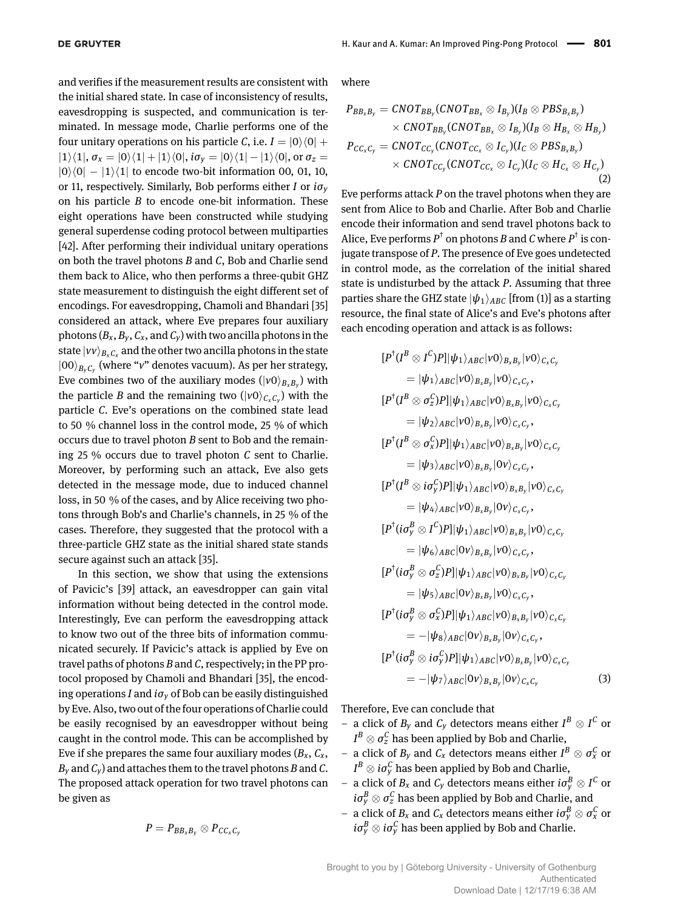and verifies if the measurement results are consistent with the initial shared state. In case of inconsistency of results, eavesdropping is suspected, and communication is terminated. In message mode, Charlie performs one of the four unitary operations on his particle $C$, i.e. $I = |0\rangle\langle 0| + |1\rangle\langle 1|$, $\sigma_x = |0\rangle\langle 1| + |1\rangle\langle 0|$, $i\sigma_y = |0\rangle\langle 1| - |1\rangle\langle 0|$, or $\sigma_z = |0\rangle\langle 0| - |1\rangle\langle 1|$ to encode two-bit information 00, 01, 10, or 11, respectively. Similarly, Bob performs either $I$ or $i\sigma_y$ on his particle $B$ to encode one-bit information. These eight operations have been constructed while studying general superdense coding protocol between multiparties [42]. After performing their individual unitary operations on both the travel photons $B$ and $C$, Bob and Charlie send them back to Alice, who then performs a three-qubit GHZ state measurement to distinguish the eight different set of encodings. For eavesdropping, Chamoli and Bhandari [35] considered an attack, where Eve prepares four auxiliary photons ($B_x$, $B_y$, $C_x$, and $C_y$) with two ancilla photons in the state $|vv\rangle_{B_x C_x}$ and the other two ancilla photons in the state $|00\rangle_{B_y C_y}$ (where "$v$" denotes vacuum). As per her strategy, Eve combines two of the auxiliary modes ($|v0\rangle_{B_x B_y}$) with the particle $B$ and the remaining two ($|v0\rangle_{C_x C_y}$) with the particle $C$. Eve's operations on the combined state lead to 50 % channel loss in the control mode, 25 % of which occurs due to travel photon $B$ sent to Bob and the remaining 25 % occurs due to travel photon $C$ sent to Charlie. Moreover, by performing such an attack, Eve also gets detected in the message mode, due to induced channel loss, in 50 % of the cases, and by Alice receiving two photons through Bob's and Charlie's channels, in 25 % of the cases. Therefore, they suggested that the protocol with a three-particle GHZ state as the initial shared state stands secure against such an attack [35].

In this section, we show that using the extensions of Pavicic's [39] attack, an eavesdropper can gain vital information without being detected in the control mode. Interestingly, Eve can perform the eavesdropping attack to know two out of the three bits of information communicated securely. If Pavicic's attack is applied by Eve on travel paths of photons $B$ and $C$, respectively; in the PP protocol proposed by Chamoli and Bhandari [35], the encoding operations $I$ and $i\sigma_y$ of Bob can be easily distinguished by Eve. Also, two out of the four operations of Charlie could be easily recognised by an eavesdropper without being caught in the control mode. This can be accomplished by Eve if she prepares the same four auxiliary modes ($B_x$, $C_x$, $B_y$ and $C_y$) and attaches them to the travel photons $B$ and $C$. The proposed attack operation for two travel photons can be given as

$$P = P_{BB_xB_y} \otimes P_{CC_xC_y}$$

where

$$\begin{aligned}
P_{BB_xB_y} &= CNOT_{BB_y}(CNOT_{BB_x} \otimes I_{B_y})(I_B \otimes PBS_{B_xB_y}) \\
&\quad \times CNOT_{BB_y}(CNOT_{BB_x} \otimes I_{B_y})(I_B \otimes H_{B_x} \otimes H_{B_y}) \\
P_{CC_xC_y} &= CNOT_{CC_y}(CNOT_{CC_x} \otimes I_{C_y})(I_C \otimes PBS_{B_xB_y}) \\
&\quad \times CNOT_{CC_y}(CNOT_{CC_x} \otimes I_{C_y})(I_C \otimes H_{C_x} \otimes H_{C_y})
\end{aligned} \tag{2}$$

Eve performs attack $P$ on the travel photons when they are sent from Alice to Bob and Charlie. After Bob and Charlie encode their information and send travel photons back to Alice, Eve performs $P^\dagger$ on photons $B$ and $C$ where $P^\dagger$ is conjugate transpose of $P$. The presence of Eve goes undetected in control mode, as the correlation of the initial shared state is undisturbed by the attack $P$. Assuming that three parties share the GHZ state $|\psi_1\rangle_{ABC}$ [from (1)] as a starting resource, the final state of Alice's and Eve's photons after each encoding operation and attack is as follows:

$$\begin{aligned}
&[P^\dagger(I^B \otimes I^C)P]|\psi_1\rangle_{ABC}|v0\rangle_{B_xB_y}|v0\rangle_{C_xC_y} \\
&\quad = |\psi_1\rangle_{ABC}|v0\rangle_{B_xB_y}|v0\rangle_{C_xC_y}, \\
&[P^\dagger(I^B \otimes \sigma_z^C)P]|\psi_1\rangle_{ABC}|v0\rangle_{B_xB_y}|v0\rangle_{C_xC_y} \\
&\quad = |\psi_2\rangle_{ABC}|v0\rangle_{B_xB_y}|v0\rangle_{C_xC_y}, \\
&[P^\dagger(I^B \otimes \sigma_x^C)P]|\psi_1\rangle_{ABC}|v0\rangle_{B_xB_y}|v0\rangle_{C_xC_y} \\
&\quad = |\psi_3\rangle_{ABC}|v0\rangle_{B_xB_y}|0v\rangle_{C_xC_y}, \\
&[P^\dagger(I^B \otimes i\sigma_y^C)P]|\psi_1\rangle_{ABC}|v0\rangle_{B_xB_y}|v0\rangle_{C_xC_y} \\
&\quad = |\psi_4\rangle_{ABC}|v0\rangle_{B_xB_y}|0v\rangle_{C_xC_y}, \\
&[P^\dagger(i\sigma_y^B \otimes I^C)P]|\psi_1\rangle_{ABC}|v0\rangle_{B_xB_y}|v0\rangle_{C_xC_y} \\
&\quad = |\psi_6\rangle_{ABC}|0v\rangle_{B_xB_y}|v0\rangle_{C_xC_y}, \\
&[P^\dagger(i\sigma_y^B \otimes \sigma_z^C)P]|\psi_1\rangle_{ABC}|v0\rangle_{B_xB_y}|v0\rangle_{C_xC_y} \\
&\quad = |\psi_5\rangle_{ABC}|0v\rangle_{B_xB_y}|v0\rangle_{C_xC_y}, \\
&[P^\dagger(i\sigma_y^B \otimes \sigma_x^C)P]|\psi_1\rangle_{ABC}|v0\rangle_{B_xB_y}|v0\rangle_{C_xC_y} \\
&\quad = -|\psi_8\rangle_{ABC}|0v\rangle_{B_xB_y}|0v\rangle_{C_xC_y}, \\
&[P^\dagger(i\sigma_y^B \otimes i\sigma_y^C)P]|\psi_1\rangle_{ABC}|v0\rangle_{B_xB_y}|v0\rangle_{C_xC_y} \\
&\quad = -|\psi_7\rangle_{ABC}|0v\rangle_{B_xB_y}|0v\rangle_{C_xC_y}
\end{aligned} \tag{3}$$

Therefore, Eve can conclude that

- a click of $B_y$ and $C_y$ detectors means either $I^B \otimes I^C$ or $I^B \otimes \sigma_z^C$ has been applied by Bob and Charlie,
- a click of $B_y$ and $C_x$ detectors means either $I^B \otimes \sigma_x^C$ or $I^B \otimes i\sigma_y^C$ has been applied by Bob and Charlie,
- a click of $B_x$ and $C_y$ detectors means either $i\sigma_y^B \otimes I^C$ or $i\sigma_y^B \otimes \sigma_z^C$ has been applied by Bob and Charlie, and
- a click of $B_x$ and $C_x$ detectors means either $i\sigma_y^B \otimes \sigma_x^C$ or $i\sigma_y^B \otimes i\sigma_y^C$ has been applied by Bob and Charlie.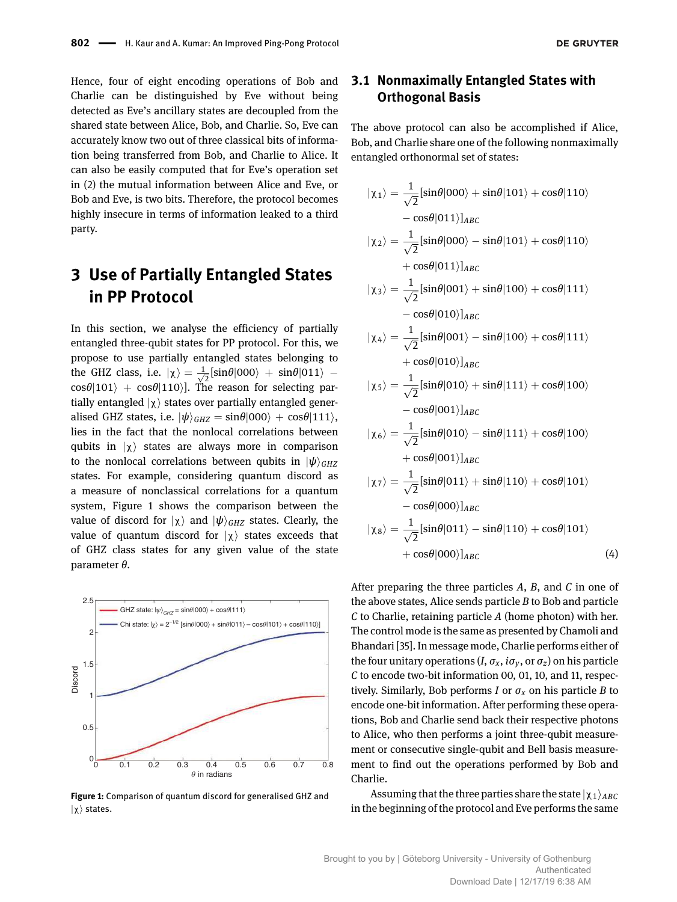Hence, four of eight encoding operations of Bob and Charlie can be distinguished by Eve without being detected as Eve's ancillary states are decoupled from the shared state between Alice, Bob, and Charlie. So, Eve can accurately know two out of three classical bits of information being transferred from Bob, and Charlie to Alice. It can also be easily computed that for Eve's operation set in (2) the mutual information between Alice and Eve, or Bob and Eve, is two bits. Therefore, the protocol becomes highly insecure in terms of information leaked to a third party.

# 3 Use of Partially Entangled States in PP Protocol

In this section, we analyse the efficiency of partially entangled three-qubit states for PP protocol. For this, we propose to use partially entangled states belonging to the GHZ class, i.e. $|\chi\rangle = \frac{1}{\sqrt{2}}[\sin\theta|000\rangle + \sin\theta|011\rangle - \cos\theta|101\rangle + \cos\theta|110\rangle]$. The reason for selecting partially entangled $|\chi\rangle$ states over partially entangled generalised GHZ states, i.e. $|\psi\rangle_{GHZ} = \sin\theta|000\rangle + \cos\theta|111\rangle$, lies in the fact that the nonlocal correlations between qubits in $|\chi\rangle$ states are always more in comparison to the nonlocal correlations between qubits in $|\psi\rangle_{GHZ}$ states. For example, considering quantum discord as a measure of nonclassical correlations for a quantum system, Figure 1 shows the comparison between the value of discord for $|\chi\rangle$ and $|\psi\rangle_{GHZ}$ states. Clearly, the value of quantum discord for $|\chi\rangle$ states exceeds that of GHZ class states for any given value of the state parameter $\theta$.

Figure 1: Comparison of quantum discord for generalised GHZ and $|\chi\rangle$ states.

## 3.1 Nonmaximally Entangled States with Orthogonal Basis

The above protocol can also be accomplished if Alice, Bob, and Charlie share one of the following nonmaximally entangled orthonormal set of states:

$$
\begin{aligned}
|\chi_1\rangle &= \frac{1}{\sqrt{2}}[\sin\theta|000\rangle + \sin\theta|101\rangle + \cos\theta|110\rangle - \cos\theta|011\rangle]_{ABC} \\
|\chi_2\rangle &= \frac{1}{\sqrt{2}}[\sin\theta|000\rangle - \sin\theta|101\rangle + \cos\theta|110\rangle + \cos\theta|011\rangle]_{ABC} \\
|\chi_3\rangle &= \frac{1}{\sqrt{2}}[\sin\theta|001\rangle + \sin\theta|100\rangle + \cos\theta|111\rangle - \cos\theta|010\rangle]_{ABC} \\
|\chi_4\rangle &= \frac{1}{\sqrt{2}}[\sin\theta|001\rangle - \sin\theta|100\rangle + \cos\theta|111\rangle + \cos\theta|010\rangle]_{ABC} \\
|\chi_5\rangle &= \frac{1}{\sqrt{2}}[\sin\theta|010\rangle + \sin\theta|111\rangle + \cos\theta|100\rangle - \cos\theta|001\rangle]_{ABC} \\
|\chi_6\rangle &= \frac{1}{\sqrt{2}}[\sin\theta|010\rangle - \sin\theta|111\rangle + \cos\theta|100\rangle + \cos\theta|001\rangle]_{ABC} \\
|\chi_7\rangle &= \frac{1}{\sqrt{2}}[\sin\theta|011\rangle + \sin\theta|110\rangle + \cos\theta|101\rangle - \cos\theta|000\rangle]_{ABC} \\
|\chi_8\rangle &= \frac{1}{\sqrt{2}}[\sin\theta|011\rangle - \sin\theta|110\rangle + \cos\theta|101\rangle + \cos\theta|000\rangle]_{ABC}
\end{aligned}
\tag{4}
$$

After preparing the three particles $A$, $B$, and $C$ in one of the above states, Alice sends particle $B$ to Bob and particle $C$ to Charlie, retaining particle $A$ (home photon) with her. The control mode is the same as presented by Chamoli and Bhandari [35]. In message mode, Charlie performs either of the four unitary operations ($I$, $\sigma_x$, $i\sigma_y$, or $\sigma_z$) on his particle $C$ to encode two-bit information 00, 01, 10, and 11, respectively. Similarly, Bob performs $I$ or $\sigma_x$ on his particle $B$ to encode one-bit information. After performing these operations, Bob and Charlie send back their respective photons to Alice, who then performs a joint three-qubit measurement or consecutive single-qubit and Bell basis measurement to find out the operations performed by Bob and Charlie.

Assuming that the three parties share the state $|\chi_1\rangle_{ABC}$ in the beginning of the protocol and Eve performs the same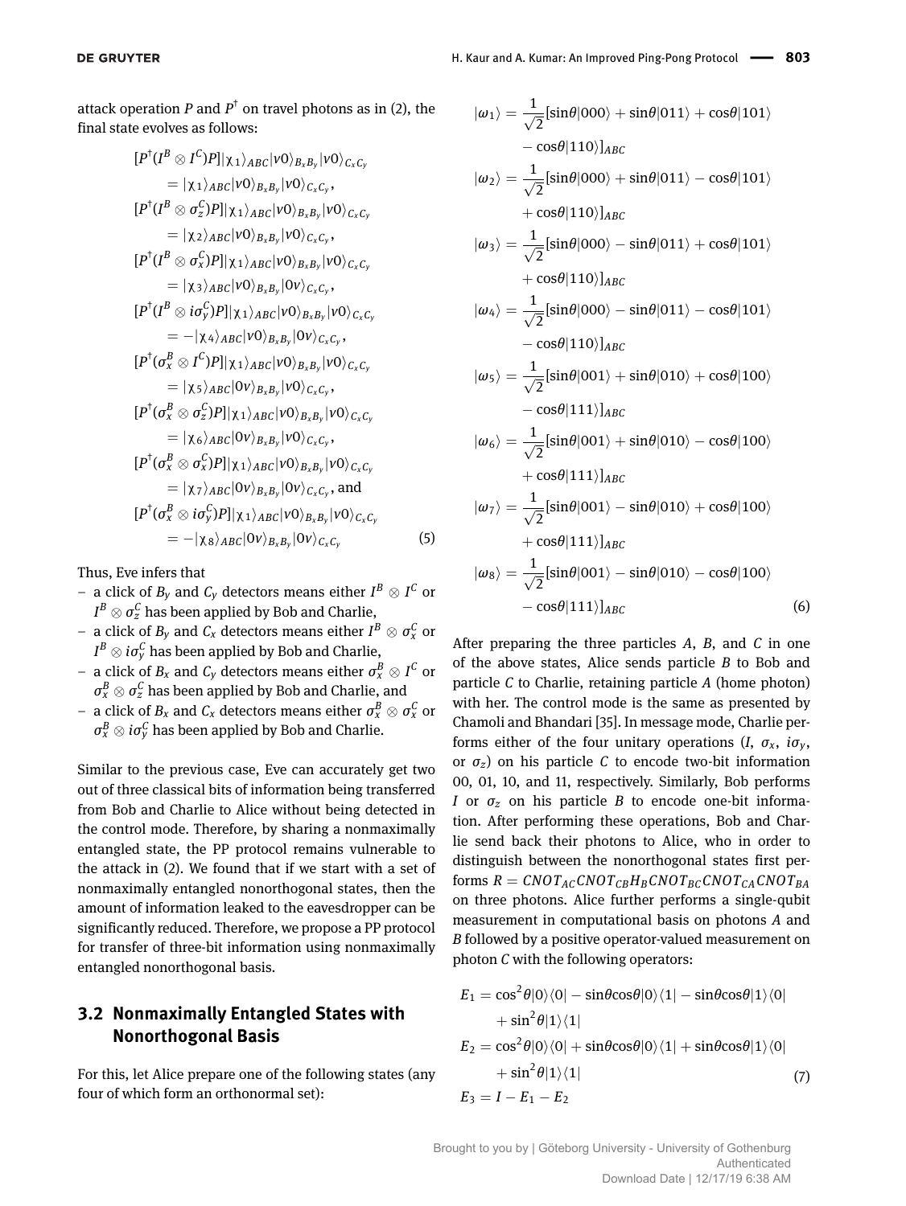attack operation $P$ and $P^{\dagger}$ on travel photons as in (2), the final state evolves as follows:

$$
\begin{aligned}
&[P^{\dagger}(I^B \otimes I^C)P]|\chi_1\rangle_{ABC}|v0\rangle_{B_xB_y}|v0\rangle_{C_xC_y} \\
&\quad = |\chi_1\rangle_{ABC}|v0\rangle_{B_xB_y}|v0\rangle_{C_xC_y}, \\
&[P^{\dagger}(I^B \otimes \sigma_z^C)P]|\chi_1\rangle_{ABC}|v0\rangle_{B_xB_y}|v0\rangle_{C_xC_y} \\
&\quad = |\chi_2\rangle_{ABC}|v0\rangle_{B_xB_y}|v0\rangle_{C_xC_y}, \\
&[P^{\dagger}(I^B \otimes \sigma_x^C)P]|\chi_1\rangle_{ABC}|v0\rangle_{B_xB_y}|v0\rangle_{C_xC_y} \\
&\quad = |\chi_3\rangle_{ABC}|v0\rangle_{B_xB_y}|0v\rangle_{C_xC_y}, \\
&[P^{\dagger}(I^B \otimes i\sigma_y^C)P]|\chi_1\rangle_{ABC}|v0\rangle_{B_xB_y}|v0\rangle_{C_xC_y} \\
&\quad = -|\chi_4\rangle_{ABC}|v0\rangle_{B_xB_y}|0v\rangle_{C_xC_y}, \\
&[P^{\dagger}(\sigma_x^B \otimes I^C)P]|\chi_1\rangle_{ABC}|v0\rangle_{B_xB_y}|v0\rangle_{C_xC_y} \\
&\quad = |\chi_5\rangle_{ABC}|0v\rangle_{B_xB_y}|v0\rangle_{C_xC_y}, \\
&[P^{\dagger}(\sigma_x^B \otimes \sigma_z^C)P]|\chi_1\rangle_{ABC}|v0\rangle_{B_xB_y}|v0\rangle_{C_xC_y} \\
&\quad = |\chi_6\rangle_{ABC}|0v\rangle_{B_xB_y}|v0\rangle_{C_xC_y}, \\
&[P^{\dagger}(\sigma_x^B \otimes \sigma_x^C)P]|\chi_1\rangle_{ABC}|v0\rangle_{B_xB_y}|v0\rangle_{C_xC_y} \\
&\quad = |\chi_7\rangle_{ABC}|0v\rangle_{B_xB_y}|0v\rangle_{C_xC_y}, \text{ and} \\
&[P^{\dagger}(\sigma_x^B \otimes i\sigma_y^C)P]|\chi_1\rangle_{ABC}|v0\rangle_{B_xB_y}|v0\rangle_{C_xC_y} \\
&\quad = -|\chi_8\rangle_{ABC}|0v\rangle_{B_xB_y}|0v\rangle_{C_xC_y} \qquad (5)
\end{aligned}
$$

Thus, Eve infers that

- a click of $B_y$ and $C_y$ detectors means either $I^B \otimes I^C$ or $I^B \otimes \sigma_z^C$ has been applied by Bob and Charlie,
- a click of $B_y$ and $C_x$ detectors means either $I^B \otimes \sigma_x^C$ or $I^B \otimes i\sigma_y^C$ has been applied by Bob and Charlie,
- a click of $B_x$ and $C_y$ detectors means either $\sigma_x^B \otimes I^C$ or $\sigma_x^B \otimes \sigma_z^C$ has been applied by Bob and Charlie, and
- a click of $B_x$ and $C_x$ detectors means either $\sigma_x^B \otimes \sigma_x^C$ or $\sigma_x^B \otimes i\sigma_y^C$ has been applied by Bob and Charlie.

Similar to the previous case, Eve can accurately get two out of three classical bits of information being transferred from Bob and Charlie to Alice without being detected in the control mode. Therefore, by sharing a nonmaximally entangled state, the PP protocol remains vulnerable to the attack in (2). We found that if we start with a set of nonmaximally entangled nonorthogonal states, then the amount of information leaked to the eavesdropper can be significantly reduced. Therefore, we propose a PP protocol for transfer of three-bit information using nonmaximally entangled nonorthogonal basis.

## 3.2 Nonmaximally Entangled States with Nonorthogonal Basis

For this, let Alice prepare one of the following states (any four of which form an orthonormal set):

$$
\begin{aligned}
|\omega_1\rangle &= \frac{1}{\sqrt{2}}[\sin\theta|000\rangle + \sin\theta|011\rangle + \cos\theta|101\rangle \\
&\quad - \cos\theta|110\rangle]_{ABC} \\
|\omega_2\rangle &= \frac{1}{\sqrt{2}}[\sin\theta|000\rangle + \sin\theta|011\rangle - \cos\theta|101\rangle \\
&\quad + \cos\theta|110\rangle]_{ABC} \\
|\omega_3\rangle &= \frac{1}{\sqrt{2}}[\sin\theta|000\rangle - \sin\theta|011\rangle + \cos\theta|101\rangle \\
&\quad + \cos\theta|110\rangle]_{ABC} \\
|\omega_4\rangle &= \frac{1}{\sqrt{2}}[\sin\theta|000\rangle - \sin\theta|011\rangle - \cos\theta|101\rangle \\
&\quad - \cos\theta|110\rangle]_{ABC} \\
|\omega_5\rangle &= \frac{1}{\sqrt{2}}[\sin\theta|001\rangle + \sin\theta|010\rangle + \cos\theta|100\rangle \\
&\quad - \cos\theta|111\rangle]_{ABC} \\
|\omega_6\rangle &= \frac{1}{\sqrt{2}}[\sin\theta|001\rangle + \sin\theta|010\rangle - \cos\theta|100\rangle \\
&\quad + \cos\theta|111\rangle]_{ABC} \\
|\omega_7\rangle &= \frac{1}{\sqrt{2}}[\sin\theta|001\rangle - \sin\theta|010\rangle + \cos\theta|100\rangle \\
&\quad + \cos\theta|111\rangle]_{ABC} \\
|\omega_8\rangle &= \frac{1}{\sqrt{2}}[\sin\theta|001\rangle - \sin\theta|010\rangle - \cos\theta|100\rangle \\
&\quad - \cos\theta|111\rangle]_{ABC} \qquad (6)
\end{aligned}
$$

After preparing the three particles $A$, $B$, and $C$ in one of the above states, Alice sends particle $B$ to Bob and particle $C$ to Charlie, retaining particle $A$ (home photon) with her. The control mode is the same as presented by Chamoli and Bhandari [35]. In message mode, Charlie performs either of the four unitary operations ($I$, $\sigma_x$, $i\sigma_y$, or $\sigma_z$) on his particle $C$ to encode two-bit information 00, 01, 10, and 11, respectively. Similarly, Bob performs $I$ or $\sigma_z$ on his particle $B$ to encode one-bit information. After performing these operations, Bob and Charlie send back their photons to Alice, who in order to distinguish between the nonorthogonal states first performs $R = CNOT_{AC}CNOT_{CB}H_BCNOT_{BC}CNOT_{CA}CNOT_{BA}$ on three photons. Alice further performs a single-qubit measurement in computational basis on photons $A$ and $B$ followed by a positive operator-valued measurement on photon $C$ with the following operators:

$$
\begin{aligned}
E_1 &= \cos^2\theta|0\rangle\langle 0| - \sin\theta\cos\theta|0\rangle\langle 1| - \sin\theta\cos\theta|1\rangle\langle 0| \\
&\quad + \sin^2\theta|1\rangle\langle 1| \\
E_2 &= \cos^2\theta|0\rangle\langle 0| + \sin\theta\cos\theta|0\rangle\langle 1| + \sin\theta\cos\theta|1\rangle\langle 0| \\
&\quad + \sin^2\theta|1\rangle\langle 1| \qquad (7) \\
E_3 &= I - E_1 - E_2
\end{aligned}
$$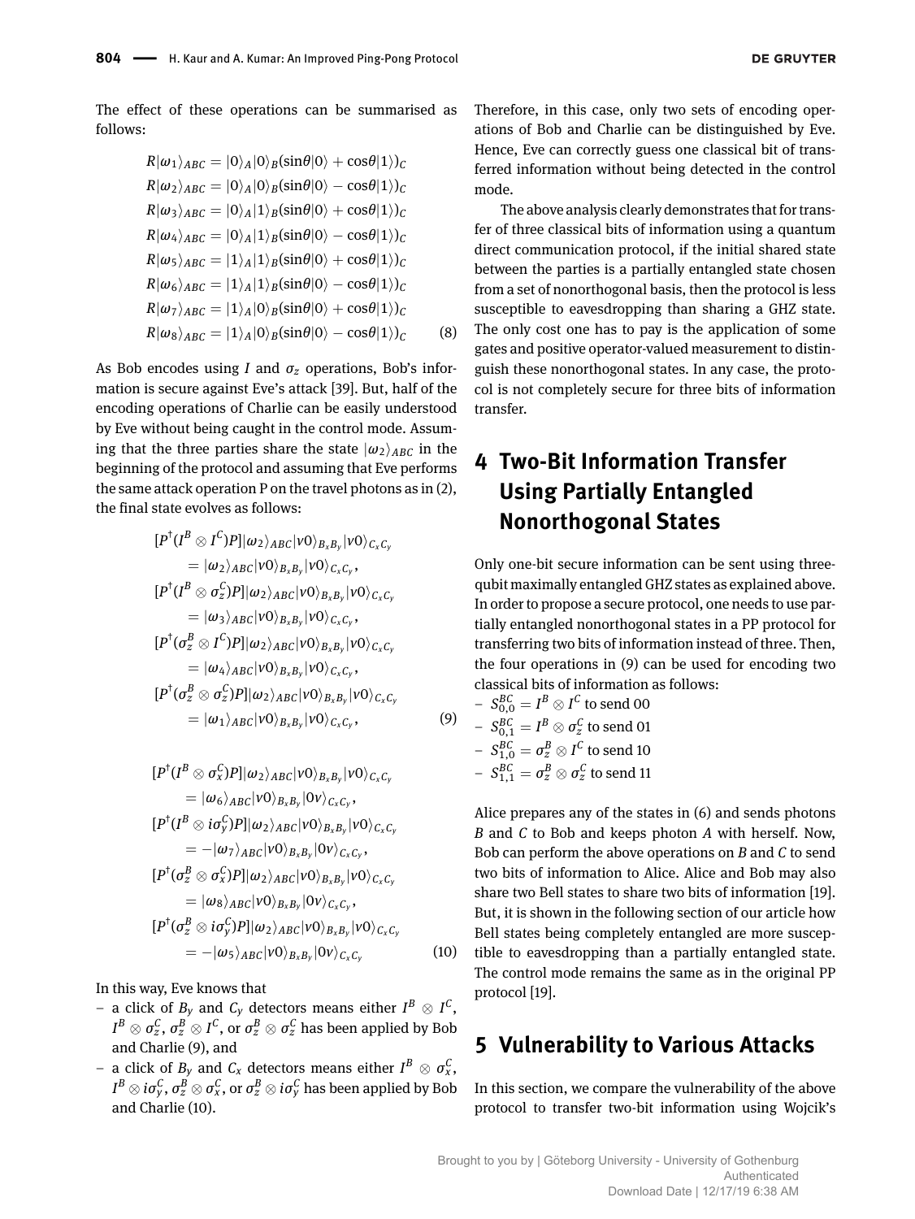The effect of these operations can be summarised as follows:

$$
\begin{aligned}
R|\omega_1\rangle_{ABC} &= |0\rangle_A|0\rangle_B(\sin\theta|0\rangle + \cos\theta|1\rangle)_C \\
R|\omega_2\rangle_{ABC} &= |0\rangle_A|0\rangle_B(\sin\theta|0\rangle - \cos\theta|1\rangle)_C \\
R|\omega_3\rangle_{ABC} &= |0\rangle_A|1\rangle_B(\sin\theta|0\rangle + \cos\theta|1\rangle)_C \\
R|\omega_4\rangle_{ABC} &= |0\rangle_A|1\rangle_B(\sin\theta|0\rangle - \cos\theta|1\rangle)_C \\
R|\omega_5\rangle_{ABC} &= |1\rangle_A|1\rangle_B(\sin\theta|0\rangle + \cos\theta|1\rangle)_C \\
R|\omega_6\rangle_{ABC} &= |1\rangle_A|1\rangle_B(\sin\theta|0\rangle - \cos\theta|1\rangle)_C \\
R|\omega_7\rangle_{ABC} &= |1\rangle_A|0\rangle_B(\sin\theta|0\rangle + \cos\theta|1\rangle)_C \\
R|\omega_8\rangle_{ABC} &= |1\rangle_A|0\rangle_B(\sin\theta|0\rangle - \cos\theta|1\rangle)_C
\end{aligned} \tag{8}
$$

As Bob encodes using $I$ and $\sigma_z$ operations, Bob's information is secure against Eve's attack [39]. But, half of the encoding operations of Charlie can be easily understood by Eve without being caught in the control mode. Assuming that the three parties share the state $|\omega_2\rangle_{ABC}$ in the beginning of the protocol and assuming that Eve performs the same attack operation P on the travel photons as in (2), the final state evolves as follows:

$$
\begin{aligned}
&[P^\dagger(I^B \otimes I^C)P]|\omega_2\rangle_{ABC}|v0\rangle_{B_xB_y}|v0\rangle_{C_xC_y} \\
&\quad = |\omega_2\rangle_{ABC}|v0\rangle_{B_xB_y}|v0\rangle_{C_xC_y}, \\
&[P^\dagger(I^B \otimes \sigma_z^C)P]|\omega_2\rangle_{ABC}|v0\rangle_{B_xB_y}|v0\rangle_{C_xC_y} \\
&\quad = |\omega_3\rangle_{ABC}|v0\rangle_{B_xB_y}|v0\rangle_{C_xC_y}, \\
&[P^\dagger(\sigma_z^B \otimes I^C)P]|\omega_2\rangle_{ABC}|v0\rangle_{B_xB_y}|v0\rangle_{C_xC_y} \\
&\quad = |\omega_4\rangle_{ABC}|v0\rangle_{B_xB_y}|v0\rangle_{C_xC_y}, \\
&[P^\dagger(\sigma_z^B \otimes \sigma_z^C)P]|\omega_2\rangle_{ABC}|v0\rangle_{B_xB_y}|v0\rangle_{C_xC_y} \\
&\quad = |\omega_1\rangle_{ABC}|v0\rangle_{B_xB_y}|v0\rangle_{C_xC_y},
\end{aligned} \tag{9}
$$

$$
\begin{aligned}
&[P^\dagger(I^B \otimes \sigma_x^C)P]|\omega_2\rangle_{ABC}|v0\rangle_{B_xB_y}|v0\rangle_{C_xC_y} \\
&\quad = |\omega_6\rangle_{ABC}|v0\rangle_{B_xB_y}|0v\rangle_{C_xC_y}, \\
&[P^\dagger(I^B \otimes i\sigma_y^C)P]|\omega_2\rangle_{ABC}|v0\rangle_{B_xB_y}|v0\rangle_{C_xC_y} \\
&\quad = -|\omega_7\rangle_{ABC}|v0\rangle_{B_xB_y}|0v\rangle_{C_xC_y}, \\
&[P^\dagger(\sigma_z^B \otimes \sigma_x^C)P]|\omega_2\rangle_{ABC}|v0\rangle_{B_xB_y}|v0\rangle_{C_xC_y} \\
&\quad = |\omega_8\rangle_{ABC}|v0\rangle_{B_xB_y}|0v\rangle_{C_xC_y}, \\
&[P^\dagger(\sigma_z^B \otimes i\sigma_y^C)P]|\omega_2\rangle_{ABC}|v0\rangle_{B_xB_y}|v0\rangle_{C_xC_y} \\
&\quad = -|\omega_5\rangle_{ABC}|v0\rangle_{B_xB_y}|0v\rangle_{C_xC_y}
\end{aligned} \tag{10}
$$

In this way, Eve knows that

- a click of $B_y$ and $C_y$ detectors means either $I^B \otimes I^C$, $I^B \otimes \sigma_z^C$, $\sigma_z^B \otimes I^C$, or $\sigma_z^B \otimes \sigma_z^C$ has been applied by Bob and Charlie (9), and
- a click of $B_y$ and $C_x$ detectors means either $I^B \otimes \sigma_x^C$, $I^B \otimes i\sigma_y^C$, $\sigma_z^B \otimes \sigma_x^C$, or $\sigma_z^B \otimes i\sigma_y^C$ has been applied by Bob and Charlie (10).

Therefore, in this case, only two sets of encoding operations of Bob and Charlie can be distinguished by Eve. Hence, Eve can correctly guess one classical bit of transferred information without being detected in the control mode.

The above analysis clearly demonstrates that for transfer of three classical bits of information using a quantum direct communication protocol, if the initial shared state between the parties is a partially entangled state chosen from a set of nonorthogonal basis, then the protocol is less susceptible to eavesdropping than sharing a GHZ state. The only cost one has to pay is the application of some gates and positive operator-valued measurement to distinguish these nonorthogonal states. In any case, the protocol is not completely secure for three bits of information transfer.

# 4 Two-Bit Information Transfer Using Partially Entangled Nonorthogonal States

Only one-bit secure information can be sent using three-qubit maximally entangled GHZ states as explained above. In order to propose a secure protocol, one needs to use partially entangled nonorthogonal states in a PP protocol for transferring two bits of information instead of three. Then, the four operations in (9) can be used for encoding two classical bits of information as follows:

- $S_{0,0}^{BC} = I^B \otimes I^C$ to send 00
- $S_{0,1}^{BC} = I^B \otimes \sigma_z^C$ to send 01
- $S_{1,0}^{BC} = \sigma_z^B \otimes I^C$ to send 10
- $S_{1,1}^{BC} = \sigma_z^B \otimes \sigma_z^C$ to send 11

Alice prepares any of the states in (6) and sends photons $B$ and $C$ to Bob and keeps photon $A$ with herself. Now, Bob can perform the above operations on $B$ and $C$ to send two bits of information to Alice. Alice and Bob may also share two Bell states to share two bits of information [19]. But, it is shown in the following section of our article how Bell states being completely entangled are more susceptible to eavesdropping than a partially entangled state. The control mode remains the same as in the original PP protocol [19].

# 5 Vulnerability to Various Attacks

In this section, we compare the vulnerability of the above protocol to transfer two-bit information using Wojcik's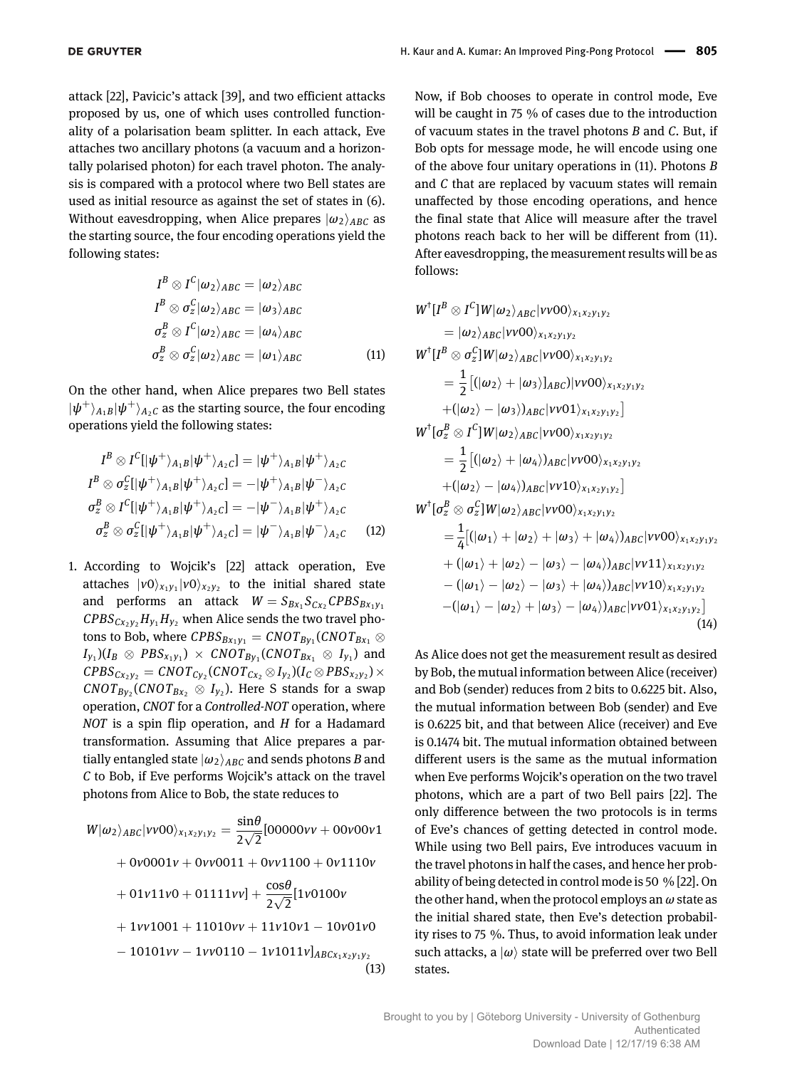attack [22], Pavicic's attack [39], and two efficient attacks proposed by us, one of which uses controlled functionality of a polarisation beam splitter. In each attack, Eve attaches two ancillary photons (a vacuum and a horizontally polarised photon) for each travel photon. The analysis is compared with a protocol where two Bell states are used as initial resource as against the set of states in (6). Without eavesdropping, when Alice prepares $|\omega_2\rangle_{ABC}$ as the starting source, the four encoding operations yield the following states:

$$
\begin{aligned}
I^B \otimes I^C|\omega_2\rangle_{ABC} &= |\omega_2\rangle_{ABC} \\
I^B \otimes \sigma_z^C|\omega_2\rangle_{ABC} &= |\omega_3\rangle_{ABC} \\
\sigma_z^B \otimes I^C|\omega_2\rangle_{ABC} &= |\omega_4\rangle_{ABC} \\
\sigma_z^B \otimes \sigma_z^C|\omega_2\rangle_{ABC} &= |\omega_1\rangle_{ABC}
\end{aligned} \tag{11}
$$

On the other hand, when Alice prepares two Bell states $|\psi^+\rangle_{A_1B}|\psi^+\rangle_{A_2C}$ as the starting source, the four encoding operations yield the following states:

$$
\begin{aligned}
I^B \otimes I^C[|\psi^+\rangle_{A_1B}|\psi^+\rangle_{A_2C}] &= |\psi^+\rangle_{A_1B}|\psi^+\rangle_{A_2C} \\
I^B \otimes \sigma_z^C[|\psi^+\rangle_{A_1B}|\psi^+\rangle_{A_2C}] &= -|\psi^+\rangle_{A_1B}|\psi^-\rangle_{A_2C} \\
\sigma_z^B \otimes I^C[|\psi^+\rangle_{A_1B}|\psi^+\rangle_{A_2C}] &= -|\psi^-\rangle_{A_1B}|\psi^+\rangle_{A_2C} \\
\sigma_z^B \otimes \sigma_z^C[|\psi^+\rangle_{A_1B}|\psi^+\rangle_{A_2C}] &= |\psi^-\rangle_{A_1B}|\psi^-\rangle_{A_2C}
\end{aligned} \tag{12}
$$

1. According to Wojcik's [22] attack operation, Eve attaches $|v0\rangle_{x_1y_1}|v0\rangle_{x_2y_2}$ to the initial shared state and performs an attack $W = S_{Bx_1}S_{Cx_2}CPBS_{Bx_1y_1}CPBS_{Cx_2y_2}H_{y_1}H_{y_2}$ when Alice sends the two travel photons to Bob, where $CPBS_{Bx_1y_1} = CNOT_{By_1}(CNOT_{Bx_1} \otimes I_{y_1})(I_B \otimes PBS_{x_1y_1}) \times CNOT_{By_1}(CNOT_{Bx_1} \otimes I_{y_1})$ and $CPBS_{Cx_2y_2} = CNOT_{Cy_2}(CNOT_{Cx_2} \otimes I_{y_2})(I_C \otimes PBS_{x_2y_2}) \times CNOT_{By_2}(CNOT_{Bx_2} \otimes I_{y_2})$. Here S stands for a swap operation, *CNOT* for a *Controlled-NOT* operation, where *NOT* is a spin flip operation, and *H* for a Hadamard transformation. Assuming that Alice prepares a partially entangled state $|\omega_2\rangle_{ABC}$ and sends photons *B* and *C* to Bob, if Eve performs Wojcik's attack on the travel photons from Alice to Bob, the state reduces to

$$
\begin{aligned}
W|\omega_2\rangle_{ABC}|vv00\rangle_{x_1x_2y_1y_2} &= \frac{\sin\theta}{2\sqrt{2}}[00000vv + 00v00v1 \\
&\quad + 0v0001v + 0vv0011 + 0vv1100 + 0v1110v \\
&\quad + 01v11v0 + 01111vv] + \frac{\cos\theta}{2\sqrt{2}}[1v0100v \\
&\quad + 1vv1001 + 11010vv + 11v10v1 - 10v01v0 \\
&\quad - 10101vv - 1vv0110 - 1v1011v]_{ABCx_1x_2y_1y_2}
\end{aligned} \tag{13}
$$

Now, if Bob chooses to operate in control mode, Eve will be caught in 75 % of cases due to the introduction of vacuum states in the travel photons *B* and *C*. But, if Bob opts for message mode, he will encode using one of the above four unitary operations in (11). Photons *B* and *C* that are replaced by vacuum states will remain unaffected by those encoding operations, and hence the final state that Alice will measure after the travel photons reach back to her will be different from (11). After eavesdropping, the measurement results will be as follows:

$$
\begin{aligned}
&W^\dagger[I^B \otimes I^C]W|\omega_2\rangle_{ABC}|vv00\rangle_{x_1x_2y_1y_2} \\
&\quad = |\omega_2\rangle_{ABC}|vv00\rangle_{x_1x_2y_1y_2} \\
&W^\dagger[I^B \otimes \sigma_z^C]W|\omega_2\rangle_{ABC}|vv00\rangle_{x_1x_2y_1y_2} \\
&\quad = \frac{1}{2}\left[(|\omega_2\rangle + |\omega_3\rangle]_{ABC})|vv00\rangle_{x_1x_2y_1y_2}\right. \\
&\quad \left. + (|\omega_2\rangle - |\omega_3\rangle)_{ABC}|vv01\rangle_{x_1x_2y_1y_2}\right] \\
&W^\dagger[\sigma_z^B \otimes I^C]W|\omega_2\rangle_{ABC}|vv00\rangle_{x_1x_2y_1y_2} \\
&\quad = \frac{1}{2}\left[(|\omega_2\rangle + |\omega_4\rangle)_{ABC}|vv00\rangle_{x_1x_2y_1y_2}\right. \\
&\quad \left. + (|\omega_2\rangle - |\omega_4\rangle)_{ABC}|vv10\rangle_{x_1x_2y_1y_2}\right] \\
&W^\dagger[\sigma_z^B \otimes \sigma_z^C]W|\omega_2\rangle_{ABC}|vv00\rangle_{x_1x_2y_1y_2} \\
&\quad = \frac{1}{4}\left[(|\omega_1\rangle + |\omega_2\rangle + |\omega_3\rangle + |\omega_4\rangle)_{ABC}|vv00\rangle_{x_1x_2y_1y_2}\right. \\
&\quad + (|\omega_1\rangle + |\omega_2\rangle - |\omega_3\rangle - |\omega_4\rangle)_{ABC}|vv11\rangle_{x_1x_2y_1y_2} \\
&\quad - (|\omega_1\rangle - |\omega_2\rangle - |\omega_3\rangle + |\omega_4\rangle)_{ABC}|vv10\rangle_{x_1x_2y_1y_2} \\
&\quad \left. - (|\omega_1\rangle - |\omega_2\rangle + |\omega_3\rangle - |\omega_4\rangle)_{ABC}|vv01\rangle_{x_1x_2y_1y_2}\right]
\end{aligned} \tag{14}
$$

As Alice does not get the measurement result as desired by Bob, the mutual information between Alice (receiver) and Bob (sender) reduces from 2 bits to 0.6225 bit. Also, the mutual information between Bob (sender) and Eve is 0.6225 bit, and that between Alice (receiver) and Eve is 0.1474 bit. The mutual information obtained between different users is the same as the mutual information when Eve performs Wojcik's operation on the two travel photons, which are a part of two Bell pairs [22]. The only difference between the two protocols is in terms of Eve's chances of getting detected in control mode. While using two Bell pairs, Eve introduces vacuum in the travel photons in half the cases, and hence her probability of being detected in control mode is 50 % [22]. On the other hand, when the protocol employs an $\omega$ state as the initial shared state, then Eve's detection probability rises to 75 %. Thus, to avoid information leak under such attacks, a $|\omega\rangle$ state will be preferred over two Bell states.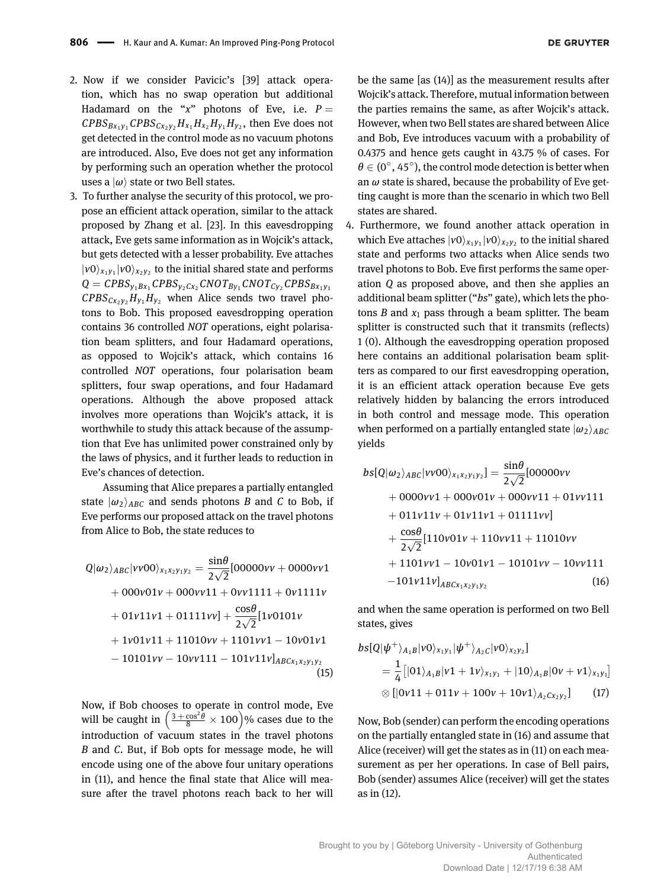2. Now if we consider Pavicic's [39] attack operation, which has no swap operation but additional Hadamard on the "$x$" photons of Eve, i.e. $P = CPBS_{Bx_1y_1}CPBS_{Cx_2y_2}H_{x_1}H_{x_2}H_{y_1}H_{y_2}$, then Eve does not get detected in the control mode as no vacuum photons are introduced. Also, Eve does not get any information by performing such an operation whether the protocol uses a $|\omega\rangle$ state or two Bell states.
3. To further analyse the security of this protocol, we propose an efficient attack operation, similar to the attack proposed by Zhang et al. [23]. In this eavesdropping attack, Eve gets same information as in Wojcik's attack, but gets detected with a lesser probability. Eve attaches $|v0\rangle_{x_1y_1}|v0\rangle_{x_2y_2}$ to the initial shared state and performs $Q = CPBS_{y_1Bx_1}CPBS_{y_2Cx_2}CNOT_{By_1}CNOT_{Cy_2}CPBS_{Bx_1y_1}CPBS_{Cx_2y_2}H_{y_1}H_{y_2}$ when Alice sends two travel photons to Bob. This proposed eavesdropping operation contains 36 controlled *NOT* operations, eight polarisation beam splitters, and four Hadamard operations, as opposed to Wojcik's attack, which contains 16 controlled *NOT* operations, four polarisation beam splitters, four swap operations, and four Hadamard operations. Although the above proposed attack involves more operations than Wojcik's attack, it is worthwhile to study this attack because of the assumption that Eve has unlimited power constrained only by the laws of physics, and it further leads to reduction in Eve's chances of detection.

   Assuming that Alice prepares a partially entangled state $|\omega_2\rangle_{ABC}$ and sends photons $B$ and $C$ to Bob, if Eve performs our proposed attack on the travel photons from Alice to Bob, the state reduces to

$$
\begin{aligned}
Q|\omega_2\rangle_{ABC}|vv00\rangle_{x_1x_2y_1y_2} = {} & \frac{\sin\theta}{2\sqrt{2}}[00000vv + 0000vv1 \\
& + 000v01v + 000vv11 + 0vv1111 + 0v1111v \\
& + 01v11v1 + 01111vv] + \frac{\cos\theta}{2\sqrt{2}}[1v0101v \\
& + 1v01v11 + 11010vv + 1101vv1 - 10v01v1 \\
& - 10101vv - 10vv111 - 101v11v]_{ABCx_1x_2y_1y_2}
\end{aligned}
\tag{15}
$$

   Now, if Bob chooses to operate in control mode, Eve will be caught in $\left(\frac{3+\cos^2\theta}{8} \times 100\right)$% cases due to the introduction of vacuum states in the travel photons $B$ and $C$. But, if Bob opts for message mode, he will encode using one of the above four unitary operations in (11), and hence the final state that Alice will measure after the travel photons reach back to her will be the same [as (14)] as the measurement results after Wojcik's attack. Therefore, mutual information between the parties remains the same, as after Wojcik's attack. However, when two Bell states are shared between Alice and Bob, Eve introduces vacuum with a probability of 0.4375 and hence gets caught in 43.75 % of cases. For $\theta \in (0^\circ, 45^\circ)$, the control mode detection is better when an $\omega$ state is shared, because the probability of Eve getting caught is more than the scenario in which two Bell states are shared.
4. Furthermore, we found another attack operation in which Eve attaches $|v0\rangle_{x_1y_1}|v0\rangle_{x_2y_2}$ to the initial shared state and performs two attacks when Alice sends two travel photons to Bob. Eve first performs the same operation $Q$ as proposed above, and then she applies an additional beam splitter ("$bs$" gate), which lets the photons $B$ and $x_1$ pass through a beam splitter. The beam splitter is constructed such that it transmits (reflects) 1 (0). Although the eavesdropping operation proposed here contains an additional polarisation beam splitters as compared to our first eavesdropping operation, it is an efficient attack operation because Eve gets relatively hidden by balancing the errors introduced in both control and message mode. This operation when performed on a partially entangled state $|\omega_2\rangle_{ABC}$ yields

$$
\begin{aligned}
bs[Q|\omega_2\rangle_{ABC}|vv00\rangle_{x_1x_2y_1y_2}] = {} & \frac{\sin\theta}{2\sqrt{2}}[00000vv \\
& + 0000vv1 + 000v01v + 000vv11 + 01vv111 \\
& + 011v11v + 01v11v1 + 01111vv] \\
& + \frac{\cos\theta}{2\sqrt{2}}[110v01v + 110vv11 + 11010vv \\
& + 1101vv1 - 10v01v1 - 10101vv - 10vv111 \\
& - 101v11v]_{ABCx_1x_2y_1y_2}
\end{aligned}
\tag{16}
$$

   and when the same operation is performed on two Bell states, gives

$$
\begin{aligned}
& bs[Q|\psi^+\rangle_{A_1B}|v0\rangle_{x_1y_1}|\psi^+\rangle_{A_2C}|v0\rangle_{x_2y_2}] \\
& = \frac{1}{4}\left[|01\rangle_{A_1B}|v1 + 1v\rangle_{x_1y_1} + |10\rangle_{A_1B}|0v + v1\rangle_{x_1y_1}\right] \\
& \otimes \left[|0v11 + 011v + 100v + 10v1\rangle_{A_2Cx_2y_2}\right]
\end{aligned}
\tag{17}
$$

   Now, Bob (sender) can perform the encoding operations on the partially entangled state in (16) and assume that Alice (receiver) will get the states as in (11) on each measurement as per her operations. In case of Bell pairs, Bob (sender) assumes Alice (receiver) will get the states as in (12).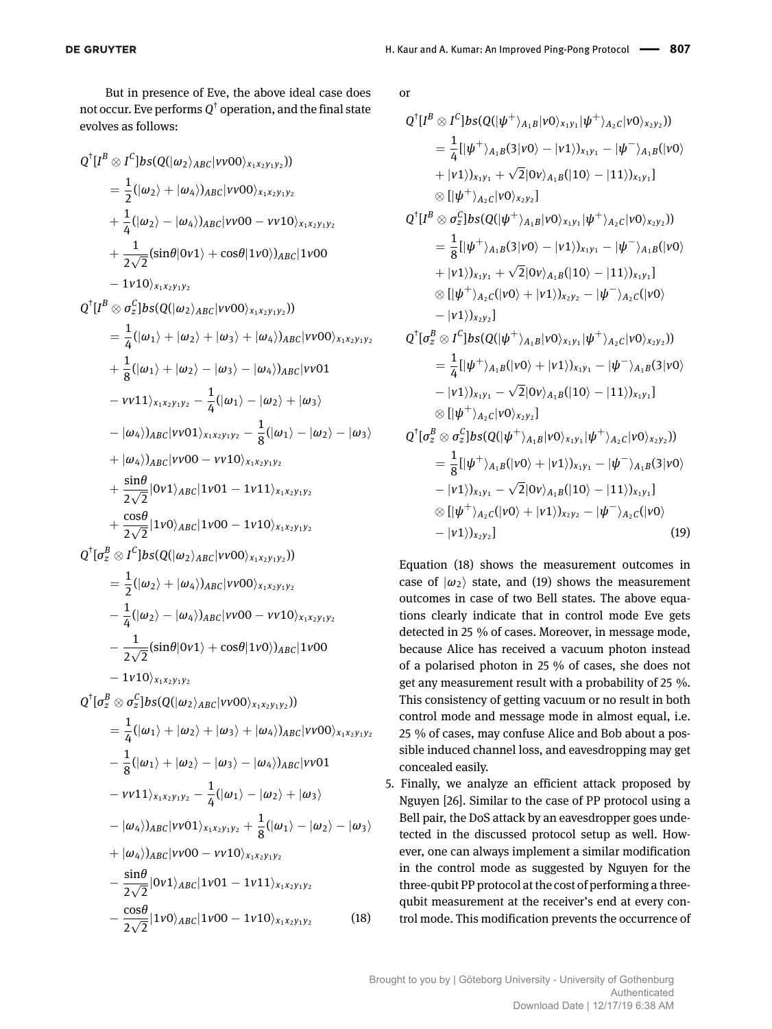But in presence of Eve, the above ideal case does not occur. Eve performs $Q^\dagger$ operation, and the final state evolves as follows:

$$
\begin{aligned}
&Q^\dagger[I^B \otimes I^C]bs(Q(|\omega_2\rangle_{ABC}|vv00\rangle_{x_1x_2y_1y_2}))\\
&= \frac{1}{2}(|\omega_2\rangle + |\omega_4\rangle)_{ABC}|vv00\rangle_{x_1x_2y_1y_2}\\
&+ \frac{1}{4}(|\omega_2\rangle - |\omega_4\rangle)_{ABC}|vv00 - vv10\rangle_{x_1x_2y_1y_2}\\
&+ \frac{1}{2\sqrt{2}}(\sin\theta|0v1\rangle + \cos\theta|1v0\rangle)_{ABC}|1v00\\
&- 1v10\rangle_{x_1x_2y_1y_2}\\
&Q^\dagger[I^B \otimes \sigma_z^C]bs(Q(|\omega_2\rangle_{ABC}|vv00\rangle_{x_1x_2y_1y_2}))\\
&= \frac{1}{4}(|\omega_1\rangle + |\omega_2\rangle + |\omega_3\rangle + |\omega_4\rangle)_{ABC}|vv00\rangle_{x_1x_2y_1y_2}\\
&+ \frac{1}{8}(|\omega_1\rangle + |\omega_2\rangle - |\omega_3\rangle - |\omega_4\rangle)_{ABC}|vv01\\
&- vv11\rangle_{x_1x_2y_1y_2} - \frac{1}{4}(|\omega_1\rangle - |\omega_2\rangle + |\omega_3\rangle\\
&- |\omega_4\rangle)_{ABC}|vv01\rangle_{x_1x_2y_1y_2} - \frac{1}{8}(|\omega_1\rangle - |\omega_2\rangle - |\omega_3\rangle\\
&+ |\omega_4\rangle)_{ABC}|vv00 - vv10\rangle_{x_1x_2y_1y_2}\\
&+ \frac{\sin\theta}{2\sqrt{2}}|0v1\rangle_{ABC}|1v01 - 1v11\rangle_{x_1x_2y_1y_2}\\
&+ \frac{\cos\theta}{2\sqrt{2}}|1v0\rangle_{ABC}|1v00 - 1v10\rangle_{x_1x_2y_1y_2}\\
&Q^\dagger[\sigma_z^B \otimes I^C]bs(Q(|\omega_2\rangle_{ABC}|vv00\rangle_{x_1x_2y_1y_2}))\\
&= \frac{1}{2}(|\omega_2\rangle + |\omega_4\rangle)_{ABC}|vv00\rangle_{x_1x_2y_1y_2}\\
&- \frac{1}{4}(|\omega_2\rangle - |\omega_4\rangle)_{ABC}|vv00 - vv10\rangle_{x_1x_2y_1y_2}\\
&- \frac{1}{2\sqrt{2}}(\sin\theta|0v1\rangle + \cos\theta|1v0\rangle)_{ABC}|1v00\\
&- 1v10\rangle_{x_1x_2y_1y_2}\\
&Q^\dagger[\sigma_z^B \otimes \sigma_z^C]bs(Q(|\omega_2\rangle_{ABC}|vv00\rangle_{x_1x_2y_1y_2}))\\
&= \frac{1}{4}(|\omega_1\rangle + |\omega_2\rangle + |\omega_3\rangle + |\omega_4\rangle)_{ABC}|vv00\rangle_{x_1x_2y_1y_2}\\
&- \frac{1}{8}(|\omega_1\rangle + |\omega_2\rangle - |\omega_3\rangle - |\omega_4\rangle)_{ABC}|vv01\\
&- vv11\rangle_{x_1x_2y_1y_2} - \frac{1}{4}(|\omega_1\rangle - |\omega_2\rangle + |\omega_3\rangle\\
&- |\omega_4\rangle)_{ABC}|vv01\rangle_{x_1x_2y_1y_2} + \frac{1}{8}(|\omega_1\rangle - |\omega_2\rangle - |\omega_3\rangle\\
&+ |\omega_4\rangle)_{ABC}|vv00 - vv10\rangle_{x_1x_2y_1y_2}\\
&- \frac{\sin\theta}{2\sqrt{2}}|0v1\rangle_{ABC}|1v01 - 1v11\rangle_{x_1x_2y_1y_2}\\
&- \frac{\cos\theta}{2\sqrt{2}}|1v0\rangle_{ABC}|1v00 - 1v10\rangle_{x_1x_2y_1y_2}
\end{aligned}
\tag{18}
$$

or

$$
\begin{aligned}
&Q^\dagger[I^B \otimes I^C]bs(Q(|\psi^+\rangle_{A_1B}|v0\rangle_{x_1y_1}|\psi^+\rangle_{A_2C}|v0\rangle_{x_2y_2}))\\
&= \frac{1}{4}[|\psi^+\rangle_{A_1B}(3|v0\rangle - |v1\rangle)_{x_1y_1} - |\psi^-\rangle_{A_1B}(|v0\rangle\\
&+ |v1\rangle)_{x_1y_1} + \sqrt{2}|0v\rangle_{A_1B}(|10\rangle - |11\rangle)_{x_1y_1}]\\
&\otimes [|\psi^+\rangle_{A_2C}|v0\rangle_{x_2y_2}]\\
&Q^\dagger[I^B \otimes \sigma_z^C]bs(Q(|\psi^+\rangle_{A_1B}|v0\rangle_{x_1y_1}|\psi^+\rangle_{A_2C}|v0\rangle_{x_2y_2}))\\
&= \frac{1}{8}[|\psi^+\rangle_{A_1B}(3|v0\rangle - |v1\rangle)_{x_1y_1} - |\psi^-\rangle_{A_1B}(|v0\rangle\\
&+ |v1\rangle)_{x_1y_1} + \sqrt{2}|0v\rangle_{A_1B}(|10\rangle - |11\rangle)_{x_1y_1}]\\
&\otimes [|\psi^+\rangle_{A_2C}(|v0\rangle + |v1\rangle)_{x_2y_2} - |\psi^-\rangle_{A_2C}(|v0\rangle\\
&- |v1\rangle)_{x_2y_2}]\\
&Q^\dagger[\sigma_z^B \otimes I^C]bs(Q(|\psi^+\rangle_{A_1B}|v0\rangle_{x_1y_1}|\psi^+\rangle_{A_2C}|v0\rangle_{x_2y_2}))\\
&= \frac{1}{4}[|\psi^+\rangle_{A_1B}(|v0\rangle + |v1\rangle)_{x_1y_1} - |\psi^-\rangle_{A_1B}(3|v0\rangle\\
&- |v1\rangle)_{x_1y_1} - \sqrt{2}|0v\rangle_{A_1B}(|10\rangle - |11\rangle)_{x_1y_1}]\\
&\otimes [|\psi^+\rangle_{A_2C}|v0\rangle_{x_2y_2}]\\
&Q^\dagger[\sigma_z^B \otimes \sigma_z^C]bs(Q(|\psi^+\rangle_{A_1B}|v0\rangle_{x_1y_1}|\psi^+\rangle_{A_2C}|v0\rangle_{x_2y_2}))\\
&= \frac{1}{8}[|\psi^+\rangle_{A_1B}(|v0\rangle + |v1\rangle)_{x_1y_1} - |\psi^-\rangle_{A_1B}(3|v0\rangle\\
&- |v1\rangle)_{x_1y_1} - \sqrt{2}|0v\rangle_{A_1B}(|10\rangle - |11\rangle)_{x_1y_1}]\\
&\otimes [|\psi^+\rangle_{A_2C}(|v0\rangle + |v1\rangle)_{x_2y_2} - |\psi^-\rangle_{A_2C}(|v0\rangle\\
&- |v1\rangle)_{x_2y_2}]
\end{aligned}
\tag{19}
$$

Equation (18) shows the measurement outcomes in case of $|\omega_2\rangle$ state, and (19) shows the measurement outcomes in case of two Bell states. The above equations clearly indicate that in control mode Eve gets detected in 25 % of cases. Moreover, in message mode, because Alice has received a vacuum photon instead of a polarised photon in 25 % of cases, she does not get any measurement result with a probability of 25 %. This consistency of getting vacuum or no result in both control mode and message mode in almost equal, i.e. 25 % of cases, may confuse Alice and Bob about a possible induced channel loss, and eavesdropping may get concealed easily.

5. Finally, we analyze an efficient attack proposed by Nguyen [26]. Similar to the case of PP protocol using a Bell pair, the DoS attack by an eavesdropper goes undetected in the discussed protocol setup as well. However, one can always implement a similar modification in the control mode as suggested by Nguyen for the three-qubit PP protocol at the cost of performing a three-qubit measurement at the receiver's end at every control mode. This modification prevents the occurrence of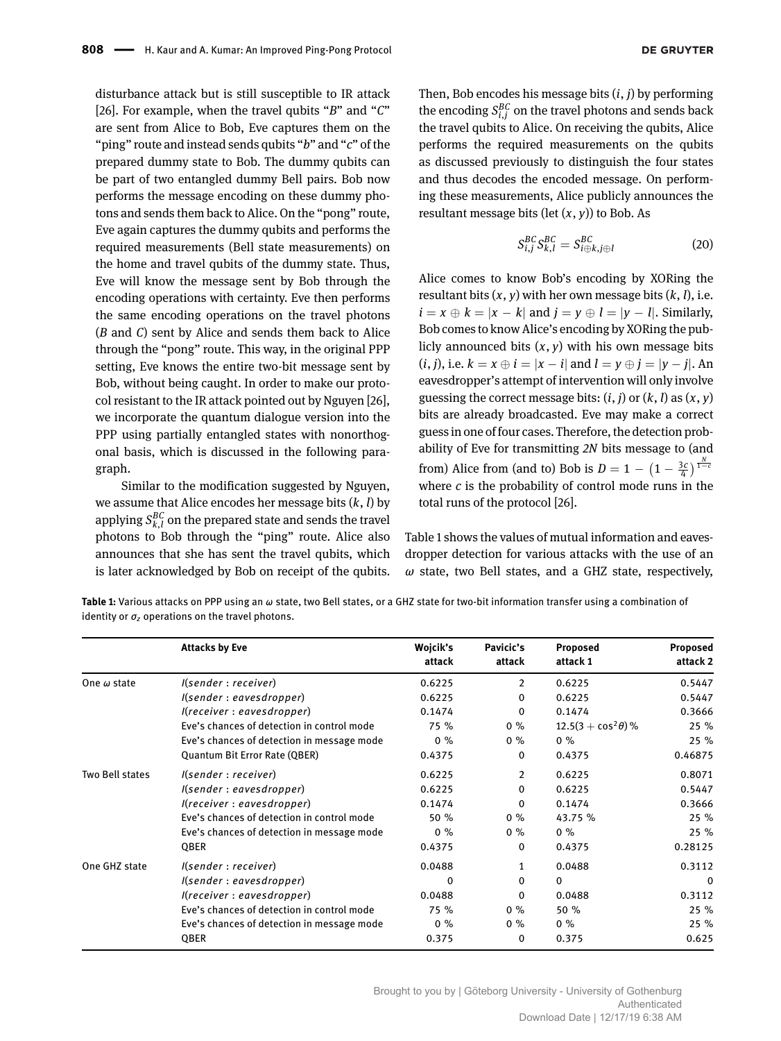disturbance attack but is still susceptible to IR attack [26]. For example, when the travel qubits "$B$" and "$C$" are sent from Alice to Bob, Eve captures them on the "ping" route and instead sends qubits "$b$" and "$c$" of the prepared dummy state to Bob. The dummy qubits can be part of two entangled dummy Bell pairs. Bob now performs the message encoding on these dummy photons and sends them back to Alice. On the "pong" route, Eve again captures the dummy qubits and performs the required measurements (Bell state measurements) on the home and travel qubits of the dummy state. Thus, Eve will know the message sent by Bob through the encoding operations with certainty. Eve then performs the same encoding operations on the travel photons ($B$ and $C$) sent by Alice and sends them back to Alice through the "pong" route. This way, in the original PPP setting, Eve knows the entire two-bit message sent by Bob, without being caught. In order to make our protocol resistant to the IR attack pointed out by Nguyen [26], we incorporate the quantum dialogue version into the PPP using partially entangled states with nonorthogonal basis, which is discussed in the following paragraph.

Similar to the modification suggested by Nguyen, we assume that Alice encodes her message bits $(k, l)$ by applying $S_{k,l}^{BC}$ on the prepared state and sends the travel photons to Bob through the "ping" route. Alice also announces that she has sent the travel qubits, which is later acknowledged by Bob on receipt of the qubits. Then, Bob encodes his message bits $(i, j)$ by performing the encoding $S_{i,j}^{BC}$ on the travel photons and sends back the travel qubits to Alice. On receiving the qubits, Alice performs the required measurements on the qubits as discussed previously to distinguish the four states and thus decodes the encoded message. On performing these measurements, Alice publicly announces the resultant message bits (let $(x, y)$) to Bob. As

$$S_{i,j}^{BC} S_{k,l}^{BC} = S_{i \oplus k, j \oplus l}^{BC} \tag{20}$$

Alice comes to know Bob's encoding by XORing the resultant bits $(x, y)$ with her own message bits $(k, l)$, i.e. $i = x \oplus k = |x - k|$ and $j = y \oplus l = |y - l|$. Similarly, Bob comes to know Alice's encoding by XORing the publicly announced bits $(x, y)$ with his own message bits $(i, j)$, i.e. $k = x \oplus i = |x - i|$ and $l = y \oplus j = |y - j|$. An eavesdropper's attempt of intervention will only involve guessing the correct message bits: $(i, j)$ or $(k, l)$ as $(x, y)$ bits are already broadcasted. Eve may make a correct guess in one of four cases. Therefore, the detection probability of Eve for transmitting *2N* bits message to (and from) Alice from (and to) Bob is $D = 1 - \left(1 - \frac{3c}{4}\right)^{\frac{N}{1-c}}$ where $c$ is the probability of control mode runs in the total runs of the protocol [26].

Table 1 shows the values of mutual information and eavesdropper detection for various attacks with the use of an $\omega$ state, two Bell states, and a GHZ state, respectively,

**Table 1:** Various attacks on PPP using an $\omega$ state, two Bell states, or a GHZ state for two-bit information transfer using a combination of identity or $\sigma_z$ operations on the travel photons.

| | Attacks by Eve | Wojcik's attack | Pavicic's attack | Proposed attack 1 | Proposed attack 2 |
|---|---|---|---|---|---|
| One $\omega$ state | $I(sender : receiver)$ | 0.6225 | 2 | 0.6225 | 0.5447 |
| | $I(sender : eavesdropper)$ | 0.6225 | 0 | 0.6225 | 0.5447 |
| | $I(receiver : eavesdropper)$ | 0.1474 | 0 | 0.1474 | 0.3666 |
| | Eve's chances of detection in control mode | 75 % | 0 % | $12.5(3 + \cos^2\theta)$ % | 25 % |
| | Eve's chances of detection in message mode | 0 % | 0 % | 0 % | 25 % |
| | Quantum Bit Error Rate (QBER) | 0.4375 | 0 | 0.4375 | 0.46875 |
| Two Bell states | $I(sender : receiver)$ | 0.6225 | 2 | 0.6225 | 0.8071 |
| | $I(sender : eavesdropper)$ | 0.6225 | 0 | 0.6225 | 0.5447 |
| | $I(receiver : eavesdropper)$ | 0.1474 | 0 | 0.1474 | 0.3666 |
| | Eve's chances of detection in control mode | 50 % | 0 % | 43.75 % | 25 % |
| | Eve's chances of detection in message mode | 0 % | 0 % | 0 % | 25 % |
| | QBER | 0.4375 | 0 | 0.4375 | 0.28125 |
| One GHZ state | $I(sender : receiver)$ | 0.0488 | 1 | 0.0488 | 0.3112 |
| | $I(sender : eavesdropper)$ | 0 | 0 | 0 | 0 |
| | $I(receiver : eavesdropper)$ | 0.0488 | 0 | 0.0488 | 0.3112 |
| | Eve's chances of detection in control mode | 75 % | 0 % | 50 % | 25 % |
| | Eve's chances of detection in message mode | 0 % | 0 % | 0 % | 25 % |
| | QBER | 0.375 | 0 | 0.375 | 0.625 |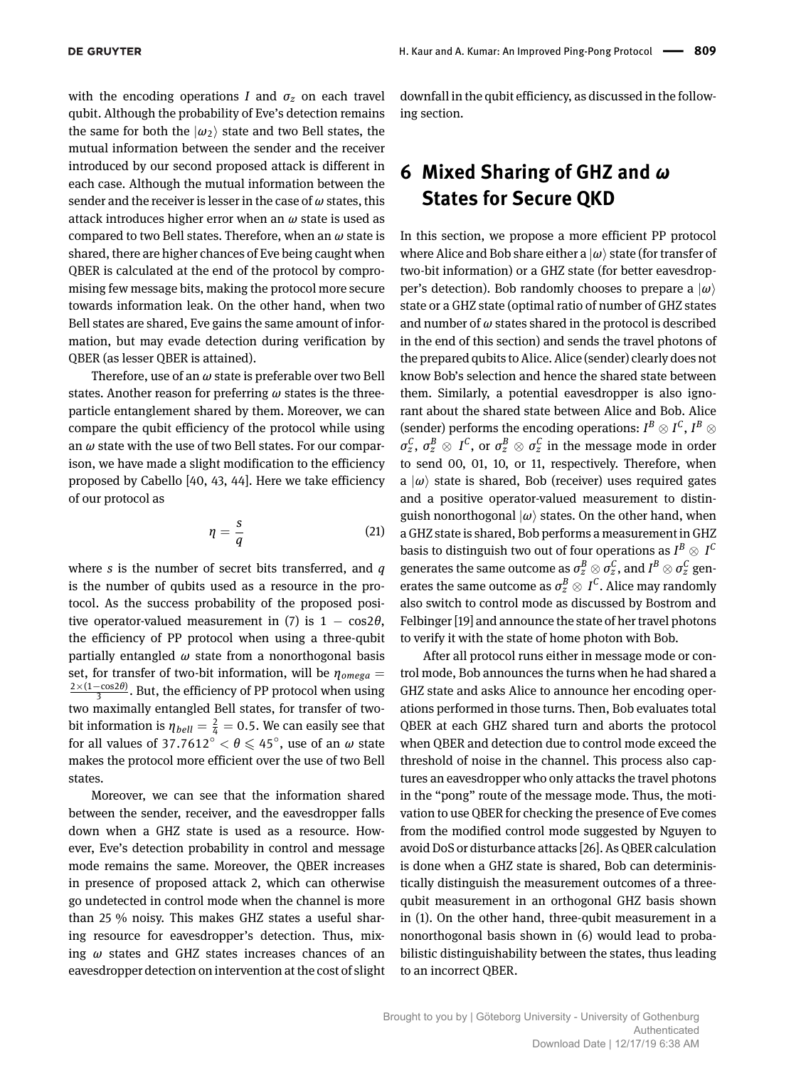with the encoding operations $I$ and $\sigma_z$ on each travel qubit. Although the probability of Eve's detection remains the same for both the $|\omega_2\rangle$ state and two Bell states, the mutual information between the sender and the receiver introduced by our second proposed attack is different in each case. Although the mutual information between the sender and the receiver is lesser in the case of $\omega$ states, this attack introduces higher error when an $\omega$ state is used as compared to two Bell states. Therefore, when an $\omega$ state is shared, there are higher chances of Eve being caught when QBER is calculated at the end of the protocol by compromising few message bits, making the protocol more secure towards information leak. On the other hand, when two Bell states are shared, Eve gains the same amount of information, but may evade detection during verification by QBER (as lesser QBER is attained).

Therefore, use of an $\omega$ state is preferable over two Bell states. Another reason for preferring $\omega$ states is the three-particle entanglement shared by them. Moreover, we can compare the qubit efficiency of the protocol while using an $\omega$ state with the use of two Bell states. For our comparison, we have made a slight modification to the efficiency proposed by Cabello [40, 43, 44]. Here we take efficiency of our protocol as

$$\eta = \frac{s}{q} \tag{21}$$

where $s$ is the number of secret bits transferred, and $q$ is the number of qubits used as a resource in the protocol. As the success probability of the proposed positive operator-valued measurement in (7) is $1 - \cos 2\theta$, the efficiency of PP protocol when using a three-qubit partially entangled $\omega$ state from a nonorthogonal basis set, for transfer of two-bit information, will be $\eta_{omega} = \frac{2\times(1-\cos 2\theta)}{3}$. But, the efficiency of PP protocol when using two maximally entangled Bell states, for transfer of two-bit information is $\eta_{bell} = \frac{2}{4} = 0.5$. We can easily see that for all values of $37.7612^\circ < \theta \leqslant 45^\circ$, use of an $\omega$ state makes the protocol more efficient over the use of two Bell states.

Moreover, we can see that the information shared between the sender, receiver, and the eavesdropper falls down when a GHZ state is used as a resource. However, Eve's detection probability in control and message mode remains the same. Moreover, the QBER increases in presence of proposed attack 2, which can otherwise go undetected in control mode when the channel is more than 25 % noisy. This makes GHZ states a useful sharing resource for eavesdropper's detection. Thus, mixing $\omega$ states and GHZ states increases chances of an eavesdropper detection on intervention at the cost of slight downfall in the qubit efficiency, as discussed in the following section.

## 6 Mixed Sharing of GHZ and $\omega$ States for Secure QKD

In this section, we propose a more efficient PP protocol where Alice and Bob share either a $|\omega\rangle$ state (for transfer of two-bit information) or a GHZ state (for better eavesdropper's detection). Bob randomly chooses to prepare a $|\omega\rangle$ state or a GHZ state (optimal ratio of number of GHZ states and number of $\omega$ states shared in the protocol is described in the end of this section) and sends the travel photons of the prepared qubits to Alice. Alice (sender) clearly does not know Bob's selection and hence the shared state between them. Similarly, a potential eavesdropper is also ignorant about the shared state between Alice and Bob. Alice (sender) performs the encoding operations: $I^B \otimes I^C$, $I^B \otimes \sigma_z^C$, $\sigma_z^B \otimes I^C$, or $\sigma_z^B \otimes \sigma_z^C$ in the message mode in order to send 00, 01, 10, or 11, respectively. Therefore, when a $|\omega\rangle$ state is shared, Bob (receiver) uses required gates and a positive operator-valued measurement to distinguish nonorthogonal $|\omega\rangle$ states. On the other hand, when a GHZ state is shared, Bob performs a measurement in GHZ basis to distinguish two out of four operations as $I^B \otimes I^C$ generates the same outcome as $\sigma_z^B \otimes \sigma_z^C$, and $I^B \otimes \sigma_z^C$ generates the same outcome as $\sigma_z^B \otimes I^C$. Alice may randomly also switch to control mode as discussed by Bostrom and Felbinger [19] and announce the state of her travel photons to verify it with the state of home photon with Bob.

After all protocol runs either in message mode or control mode, Bob announces the turns when he had shared a GHZ state and asks Alice to announce her encoding operations performed in those turns. Then, Bob evaluates total QBER at each GHZ shared turn and aborts the protocol when QBER and detection due to control mode exceed the threshold of noise in the channel. This process also captures an eavesdropper who only attacks the travel photons in the "pong" route of the message mode. Thus, the motivation to use QBER for checking the presence of Eve comes from the modified control mode suggested by Nguyen to avoid DoS or disturbance attacks [26]. As QBER calculation is done when a GHZ state is shared, Bob can deterministically distinguish the measurement outcomes of a three-qubit measurement in an orthogonal GHZ basis shown in (1). On the other hand, three-qubit measurement in a nonorthogonal basis shown in (6) would lead to probabilistic distinguishability between the states, thus leading to an incorrect QBER.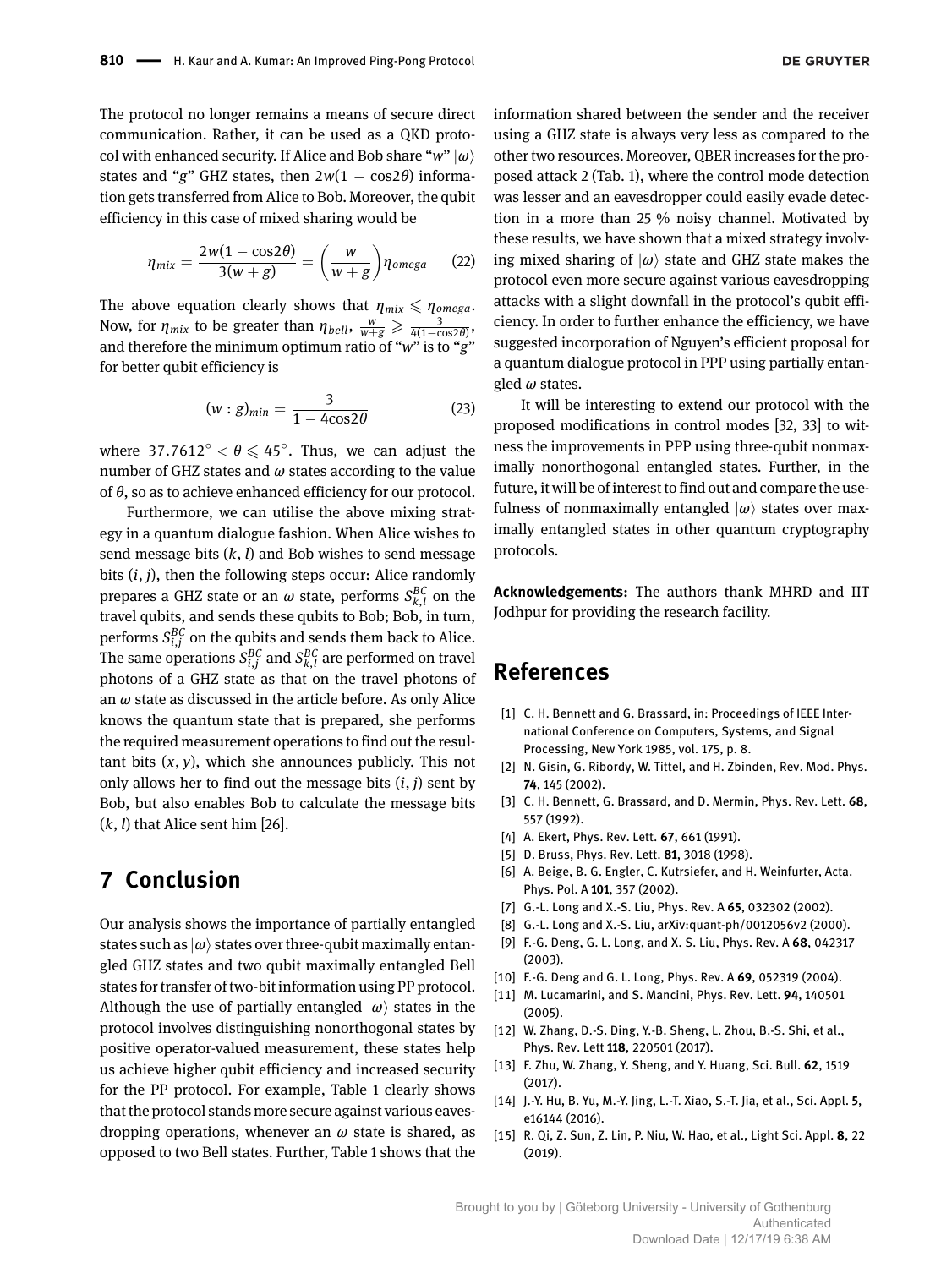The protocol no longer remains a means of secure direct communication. Rather, it can be used as a QKD protocol with enhanced security. If Alice and Bob share "$w$" $|\omega\rangle$ states and "$g$" GHZ states, then $2w(1-\cos 2\theta)$ information gets transferred from Alice to Bob. Moreover, the qubit efficiency in this case of mixed sharing would be

$$\eta_{mix} = \frac{2w(1-\cos 2\theta)}{3(w+g)} = \left(\frac{w}{w+g}\right)\eta_{omega} \tag{22}$$

The above equation clearly shows that $\eta_{mix} \leqslant \eta_{omega}$. Now, for $\eta_{mix}$ to be greater than $\eta_{bell}$, $\frac{w}{w+g} \geqslant \frac{3}{4(1-\cos 2\theta)}$, and therefore the minimum optimum ratio of "$w$" is to "$g$" for better qubit efficiency is

$$(w:g)_{min} = \frac{3}{1-4\cos 2\theta} \tag{23}$$

where $37.7612^\circ < \theta \leqslant 45^\circ$. Thus, we can adjust the number of GHZ states and $\omega$ states according to the value of $\theta$, so as to achieve enhanced efficiency for our protocol.

Furthermore, we can utilise the above mixing strategy in a quantum dialogue fashion. When Alice wishes to send message bits $(k, l)$ and Bob wishes to send message bits $(i, j)$, then the following steps occur: Alice randomly prepares a GHZ state or an $\omega$ state, performs $S_{k,l}^{BC}$ on the travel qubits, and sends these qubits to Bob; Bob, in turn, performs $S_{i,j}^{BC}$ on the qubits and sends them back to Alice. The same operations $S_{i,j}^{BC}$ and $S_{k,l}^{BC}$ are performed on travel photons of a GHZ state as that on the travel photons of an $\omega$ state as discussed in the article before. As only Alice knows the quantum state that is prepared, she performs the required measurement operations to find out the resultant bits $(x, y)$, which she announces publicly. This not only allows her to find out the message bits $(i, j)$ sent by Bob, but also enables Bob to calculate the message bits $(k, l)$ that Alice sent him [26].

## 7 Conclusion

Our analysis shows the importance of partially entangled states such as $|\omega\rangle$ states over three-qubit maximally entangled GHZ states and two qubit maximally entangled Bell states for transfer of two-bit information using PP protocol. Although the use of partially entangled $|\omega\rangle$ states in the protocol involves distinguishing nonorthogonal states by positive operator-valued measurement, these states help us achieve higher qubit efficiency and increased security for the PP protocol. For example, Table 1 clearly shows that the protocol stands more secure against various eavesdropping operations, whenever an $\omega$ state is shared, as opposed to two Bell states. Further, Table 1 shows that the information shared between the sender and the receiver using a GHZ state is always very less as compared to the other two resources. Moreover, QBER increases for the proposed attack 2 (Tab. 1), where the control mode detection was lesser and an eavesdropper could easily evade detection in a more than 25 % noisy channel. Motivated by these results, we have shown that a mixed strategy involving mixed sharing of $|\omega\rangle$ state and GHZ state makes the protocol even more secure against various eavesdropping attacks with a slight downfall in the protocol's qubit efficiency. In order to further enhance the efficiency, we have suggested incorporation of Nguyen's efficient proposal for a quantum dialogue protocol in PPP using partially entangled $\omega$ states.

It will be interesting to extend our protocol with the proposed modifications in control modes [32, 33] to witness the improvements in PPP using three-qubit nonmaximally nonorthogonal entangled states. Further, in the future, it will be of interest to find out and compare the usefulness of nonmaximally entangled $|\omega\rangle$ states over maximally entangled states in other quantum cryptography protocols.

**Acknowledgements:** The authors thank MHRD and IIT Jodhpur for providing the research facility.

## References

[1] C. H. Bennett and G. Brassard, in: Proceedings of IEEE International Conference on Computers, Systems, and Signal Processing, New York 1985, vol. 175, p. 8.

[2] N. Gisin, G. Ribordy, W. Tittel, and H. Zbinden, Rev. Mod. Phys. **74**, 145 (2002).

[3] C. H. Bennett, G. Brassard, and D. Mermin, Phys. Rev. Lett. **68**, 557 (1992).

[4] A. Ekert, Phys. Rev. Lett. **67**, 661 (1991).

[5] D. Bruss, Phys. Rev. Lett. **81**, 3018 (1998).

[6] A. Beige, B. G. Engler, C. Kutrsiefer, and H. Weinfurter, Acta. Phys. Pol. A **101**, 357 (2002).

[7] G.-L. Long and X.-S. Liu, Phys. Rev. A **65**, 032302 (2002).

[8] G.-L. Long and X.-S. Liu, arXiv:quant-ph/0012056v2 (2000).

[9] F.-G. Deng, G. L. Long, and X. S. Liu, Phys. Rev. A **68**, 042317 (2003).

[10] F.-G. Deng and G. L. Long, Phys. Rev. A **69**, 052319 (2004).

[11] M. Lucamarini, and S. Mancini, Phys. Rev. Lett. **94**, 140501 (2005).

[12] W. Zhang, D.-S. Ding, Y.-B. Sheng, L. Zhou, B.-S. Shi, et al., Phys. Rev. Lett **118**, 220501 (2017).

[13] F. Zhu, W. Zhang, Y. Sheng, and Y. Huang, Sci. Bull. **62**, 1519 (2017).

[14] J.-Y. Hu, B. Yu, M.-Y. Jing, L.-T. Xiao, S.-T. Jia, et al., Sci. Appl. **5**, e16144 (2016).

[15] R. Qi, Z. Sun, Z. Lin, P. Niu, W. Hao, et al., Light Sci. Appl. **8**, 22 (2019).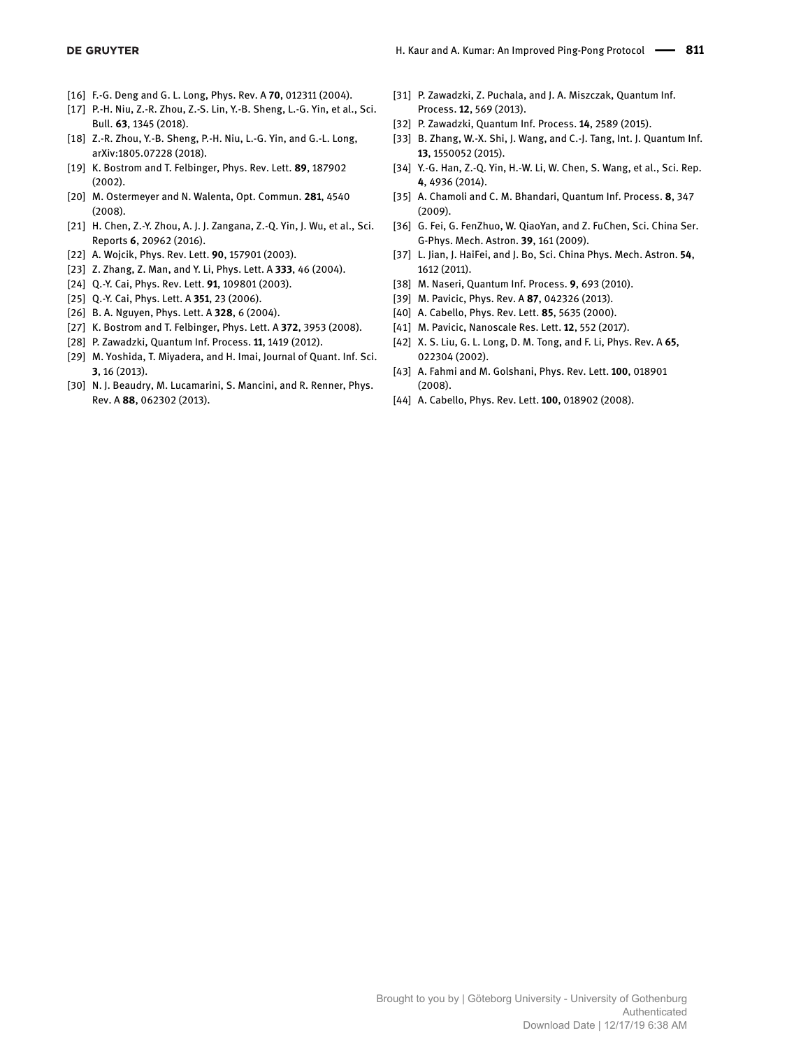[16] F.-G. Deng and G. L. Long, Phys. Rev. A **70**, 012311 (2004).

[17] P.-H. Niu, Z.-R. Zhou, Z.-S. Lin, Y.-B. Sheng, L.-G. Yin, et al., Sci. Bull. **63**, 1345 (2018).

[18] Z.-R. Zhou, Y.-B. Sheng, P.-H. Niu, L.-G. Yin, and G.-L. Long, arXiv:1805.07228 (2018).

[19] K. Bostrom and T. Felbinger, Phys. Rev. Lett. **89**, 187902 (2002).

[20] M. Ostermeyer and N. Walenta, Opt. Commun. **281**, 4540 (2008).

[21] H. Chen, Z.-Y. Zhou, A. J. J. Zangana, Z.-Q. Yin, J. Wu, et al., Sci. Reports **6**, 20962 (2016).

[22] A. Wojcik, Phys. Rev. Lett. **90**, 157901 (2003).

[23] Z. Zhang, Z. Man, and Y. Li, Phys. Lett. A **333**, 46 (2004).

[24] Q.-Y. Cai, Phys. Rev. Lett. **91**, 109801 (2003).

[25] Q.-Y. Cai, Phys. Lett. A **351**, 23 (2006).

[26] B. A. Nguyen, Phys. Lett. A **328**, 6 (2004).

[27] K. Bostrom and T. Felbinger, Phys. Lett. A **372**, 3953 (2008).

[28] P. Zawadzki, Quantum Inf. Process. **11**, 1419 (2012).

[29] M. Yoshida, T. Miyadera, and H. Imai, Journal of Quant. Inf. Sci. **3**, 16 (2013).

[30] N. J. Beaudry, M. Lucamarini, S. Mancini, and R. Renner, Phys. Rev. A **88**, 062302 (2013).

[31] P. Zawadzki, Z. Puchala, and J. A. Miszczak, Quantum Inf. Process. **12**, 569 (2013).

[32] P. Zawadzki, Quantum Inf. Process. **14**, 2589 (2015).

[33] B. Zhang, W.-X. Shi, J. Wang, and C.-J. Tang, Int. J. Quantum Inf. **13**, 1550052 (2015).

[34] Y.-G. Han, Z.-Q. Yin, H.-W. Li, W. Chen, S. Wang, et al., Sci. Rep. **4**, 4936 (2014).

[35] A. Chamoli and C. M. Bhandari, Quantum Inf. Process. **8**, 347 (2009).

[36] G. Fei, G. FenZhuo, W. QiaoYan, and Z. FuChen, Sci. China Ser. G-Phys. Mech. Astron. **39**, 161 (2009).

[37] L. Jian, J. HaiFei, and J. Bo, Sci. China Phys. Mech. Astron. **54**, 1612 (2011).

[38] M. Naseri, Quantum Inf. Process. **9**, 693 (2010).

[39] M. Pavicic, Phys. Rev. A **87**, 042326 (2013).

[40] A. Cabello, Phys. Rev. Lett. **85**, 5635 (2000).

[41] M. Pavicic, Nanoscale Res. Lett. **12**, 552 (2017).

[42] X. S. Liu, G. L. Long, D. M. Tong, and F. Li, Phys. Rev. A **65**, 022304 (2002).

[43] A. Fahmi and M. Golshani, Phys. Rev. Lett. **100**, 018901 (2008).

[44] A. Cabello, Phys. Rev. Lett. **100**, 018902 (2008).